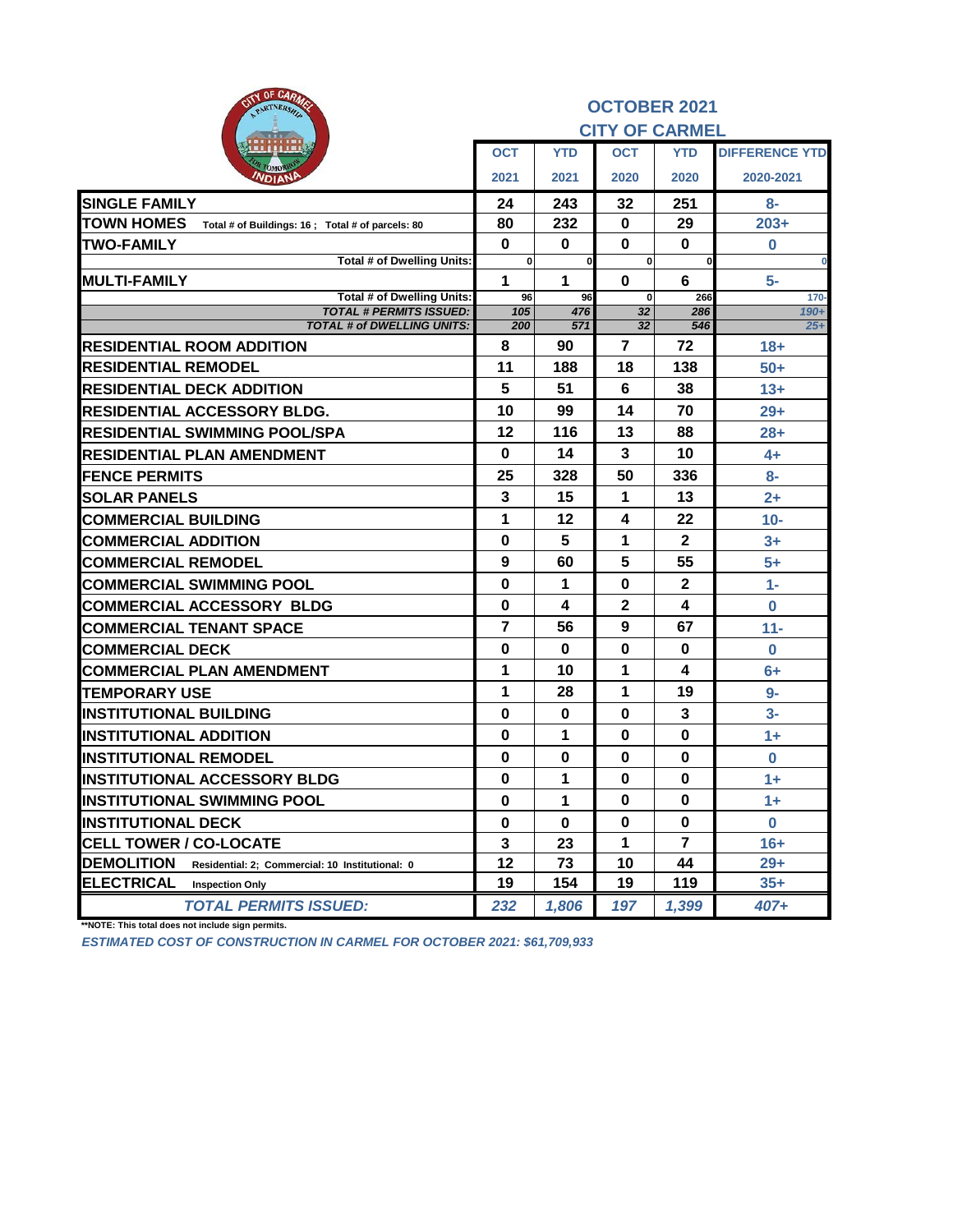## OCTOBER 2021
## CITY OF CARMEL

| | OCT 2021 | YTD 2021 | OCT 2020 | YTD 2020 | DIFFERENCE YTD 2020-2021 |
|---|---|---|---|---|---|
| **SINGLE FAMILY** | 24 | 243 | 32 | 251 | 8- |
| **TOWN HOMES** Total # of Buildings: 16 ; Total # of parcels: 80 | 80 | 232 | 0 | 29 | 203+ |
| **TWO-FAMILY** | 0 | 0 | 0 | 0 | 0 |
| Total # of Dwelling Units: | 0 | 0 | 0 | 0 | 0 |
| **MULTI-FAMILY** | 1 | 1 | 0 | 6 | 5- |
| Total # of Dwelling Units: | 96 | 96 | 0 | 266 | 170- |
| *TOTAL # PERMITS ISSUED:* | *105* | *476* | *32* | *286* | *190+* |
| *TOTAL # of DWELLING UNITS:* | *200* | *571* | *32* | *546* | *25+* |
| **RESIDENTIAL ROOM ADDITION** | 8 | 90 | 7 | 72 | 18+ |
| **RESIDENTIAL REMODEL** | 11 | 188 | 18 | 138 | 50+ |
| **RESIDENTIAL DECK ADDITION** | 5 | 51 | 6 | 38 | 13+ |
| **RESIDENTIAL ACCESSORY BLDG.** | 10 | 99 | 14 | 70 | 29+ |
| **RESIDENTIAL SWIMMING POOL/SPA** | 12 | 116 | 13 | 88 | 28+ |
| **RESIDENTIAL PLAN AMENDMENT** | 0 | 14 | 3 | 10 | 4+ |
| **FENCE PERMITS** | 25 | 328 | 50 | 336 | 8- |
| **SOLAR PANELS** | 3 | 15 | 1 | 13 | 2+ |
| **COMMERCIAL BUILDING** | 1 | 12 | 4 | 22 | 10- |
| **COMMERCIAL ADDITION** | 0 | 5 | 1 | 2 | 3+ |
| **COMMERCIAL REMODEL** | 9 | 60 | 5 | 55 | 5+ |
| **COMMERCIAL SWIMMING POOL** | 0 | 1 | 0 | 2 | 1- |
| **COMMERCIAL ACCESSORY BLDG** | 0 | 4 | 2 | 4 | 0 |
| **COMMERCIAL TENANT SPACE** | 7 | 56 | 9 | 67 | 11- |
| **COMMERCIAL DECK** | 0 | 0 | 0 | 0 | 0 |
| **COMMERCIAL PLAN AMENDMENT** | 1 | 10 | 1 | 4 | 6+ |
| **TEMPORARY USE** | 1 | 28 | 1 | 19 | 9- |
| **INSTITUTIONAL BUILDING** | 0 | 0 | 0 | 3 | 3- |
| **INSTITUTIONAL ADDITION** | 0 | 1 | 0 | 0 | 1+ |
| **INSTITUTIONAL REMODEL** | 0 | 0 | 0 | 0 | 0 |
| **INSTITUTIONAL ACCESSORY BLDG** | 0 | 1 | 0 | 0 | 1+ |
| **INSTITUTIONAL SWIMMING POOL** | 0 | 1 | 0 | 0 | 1+ |
| **INSTITUTIONAL DECK** | 0 | 0 | 0 | 0 | 0 |
| **CELL TOWER / CO-LOCATE** | 3 | 23 | 1 | 7 | 16+ |
| **DEMOLITION** Residential: 2; Commercial: 10 Institutional: 0 | 12 | 73 | 10 | 44 | 29+ |
| **ELECTRICAL** Inspection Only | 19 | 154 | 19 | 119 | 35+ |
| *TOTAL PERMITS ISSUED:* | *232* | *1,806* | *197* | *1,399* | *407+* |

**NOTE: This total does not include sign permits.

*ESTIMATED COST OF CONSTRUCTION IN CARMEL FOR OCTOBER 2021: $61,709,933*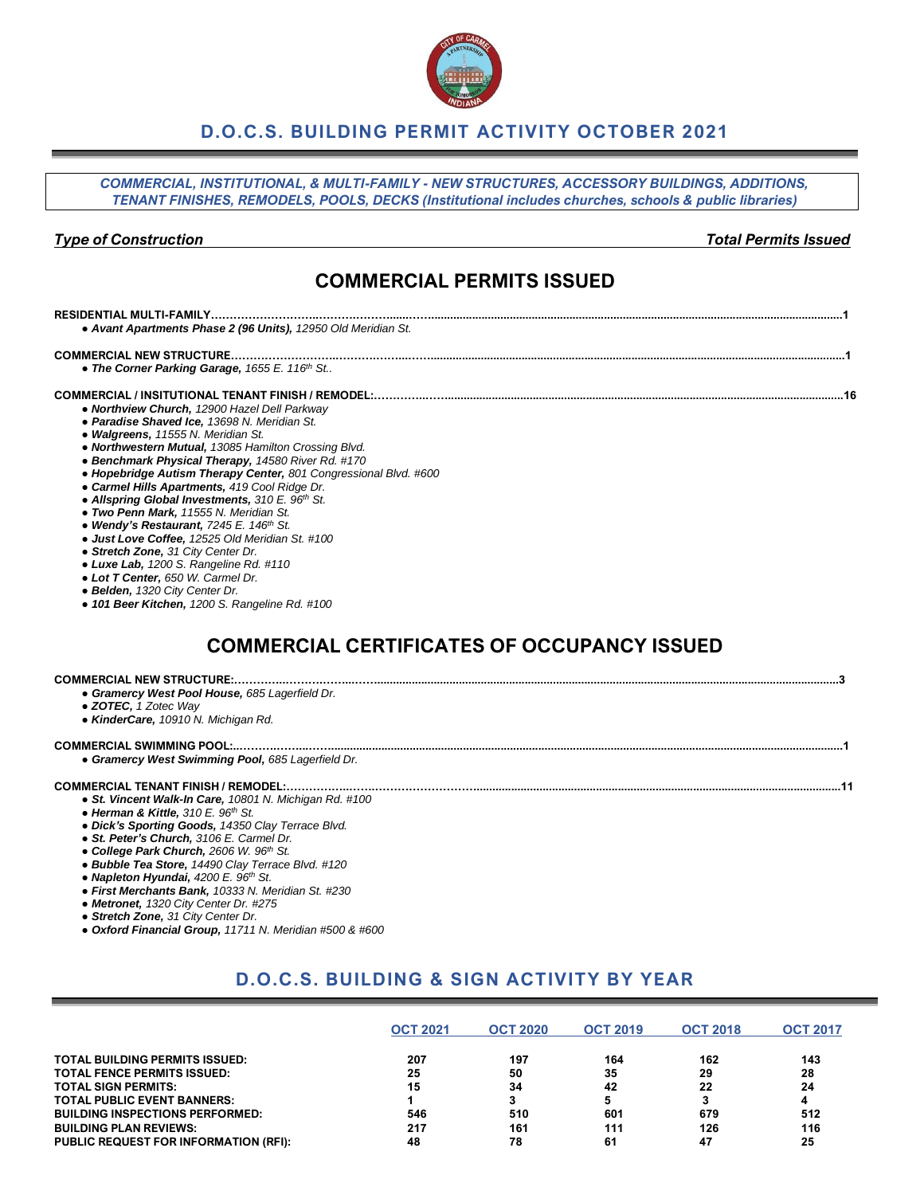# D.O.C.S. BUILDING PERMIT ACTIVITY OCTOBER 2021

*COMMERCIAL, INSTITUTIONAL, & MULTI-FAMILY - NEW STRUCTURES, ACCESSORY BUILDINGS, ADDITIONS, TENANT FINISHES, REMODELS, POOLS, DECKS (Institutional includes churches, schools & public libraries)*

***Type of Construction*** ***Total Permits Issued***

## COMMERCIAL PERMITS ISSUED

**RESIDENTIAL MULTI-FAMILY……………………………………………………………………………………1**

- ***Avant Apartments Phase 2 (96 Units),*** *12950 Old Meridian St.*

**COMMERCIAL NEW STRUCTURE……………………………………………………………………………………1**

- ***The Corner Parking Garage,*** *1655 E. 116th St..*

**COMMERCIAL / INSITUTIONAL TENANT FINISH / REMODEL:……………………………………………………16**

- ***Northview Church,*** *12900 Hazel Dell Parkway*
- ***Paradise Shaved Ice,*** *13698 N. Meridian St.*
- ***Walgreens,*** *11555 N. Meridian St.*
- ***Northwestern Mutual,*** *13085 Hamilton Crossing Blvd.*
- ***Benchmark Physical Therapy,*** *14580 River Rd. #170*
- ***Hopebridge Autism Therapy Center,*** *801 Congressional Blvd. #600*
- ***Carmel Hills Apartments,*** *419 Cool Ridge Dr.*
- ***Allspring Global Investments,*** *310 E. 96th St.*
- ***Two Penn Mark,*** *11555 N. Meridian St.*
- ***Wendy's Restaurant,*** *7245 E. 146th St.*
- ***Just Love Coffee,*** *12525 Old Meridian St. #100*
- ***Stretch Zone,*** *31 City Center Dr.*
- ***Luxe Lab,*** *1200 S. Rangeline Rd. #110*
- ***Lot T Center,*** *650 W. Carmel Dr.*
- ***Belden,*** *1320 City Center Dr.*
- ***101 Beer Kitchen,*** *1200 S. Rangeline Rd. #100*

## COMMERCIAL CERTIFICATES OF OCCUPANCY ISSUED

**COMMERCIAL NEW STRUCTURE:……………………………………………………………………………………3**

- ***Gramercy West Pool House,*** *685 Lagerfield Dr.*
- ***ZOTEC,*** *1 Zotec Way*
- ***KinderCare,*** *10910 N. Michigan Rd.*

**COMMERCIAL SWIMMING POOL:……………………………………………………………………………………1**

- ***Gramercy West Swimming Pool,*** *685 Lagerfield Dr.*

**COMMERCIAL TENANT FINISH / REMODEL:……………………………………………………………………11**

- ***St. Vincent Walk-In Care,*** *10801 N. Michigan Rd. #100*
- ***Herman & Kittle,*** *310 E. 96th St.*
- ***Dick's Sporting Goods,*** *14350 Clay Terrace Blvd.*
- ***St. Peter's Church,*** *3106 E. Carmel Dr.*
- ***College Park Church,*** *2606 W. 96th St.*
- ***Bubble Tea Store,*** *14490 Clay Terrace Blvd. #120*
- ***Napleton Hyundai,*** *4200 E. 96th St.*
- ***First Merchants Bank,*** *10333 N. Meridian St. #230*
- ***Metronet,*** *1320 City Center Dr. #275*
- ***Stretch Zone,*** *31 City Center Dr.*
- ***Oxford Financial Group,*** *11711 N. Meridian #500 & #600*

# D.O.C.S. BUILDING & SIGN ACTIVITY BY YEAR

| | OCT 2021 | OCT 2020 | OCT 2019 | OCT 2018 | OCT 2017 |
|---|---|---|---|---|---|
| **TOTAL BUILDING PERMITS ISSUED:** | 207 | 197 | 164 | 162 | 143 |
| **TOTAL FENCE PERMITS ISSUED:** | 25 | 50 | 35 | 29 | 28 |
| **TOTAL SIGN PERMITS:** | 15 | 34 | 42 | 22 | 24 |
| **TOTAL PUBLIC EVENT BANNERS:** | 1 | 3 | 5 | 3 | 4 |
| **BUILDING INSPECTIONS PERFORMED:** | 546 | 510 | 601 | 679 | 512 |
| **BUILDING PLAN REVIEWS:** | 217 | 161 | 111 | 126 | 116 |
| **PUBLIC REQUEST FOR INFORMATION (RFI):** | 48 | 78 | 61 | 47 | 25 |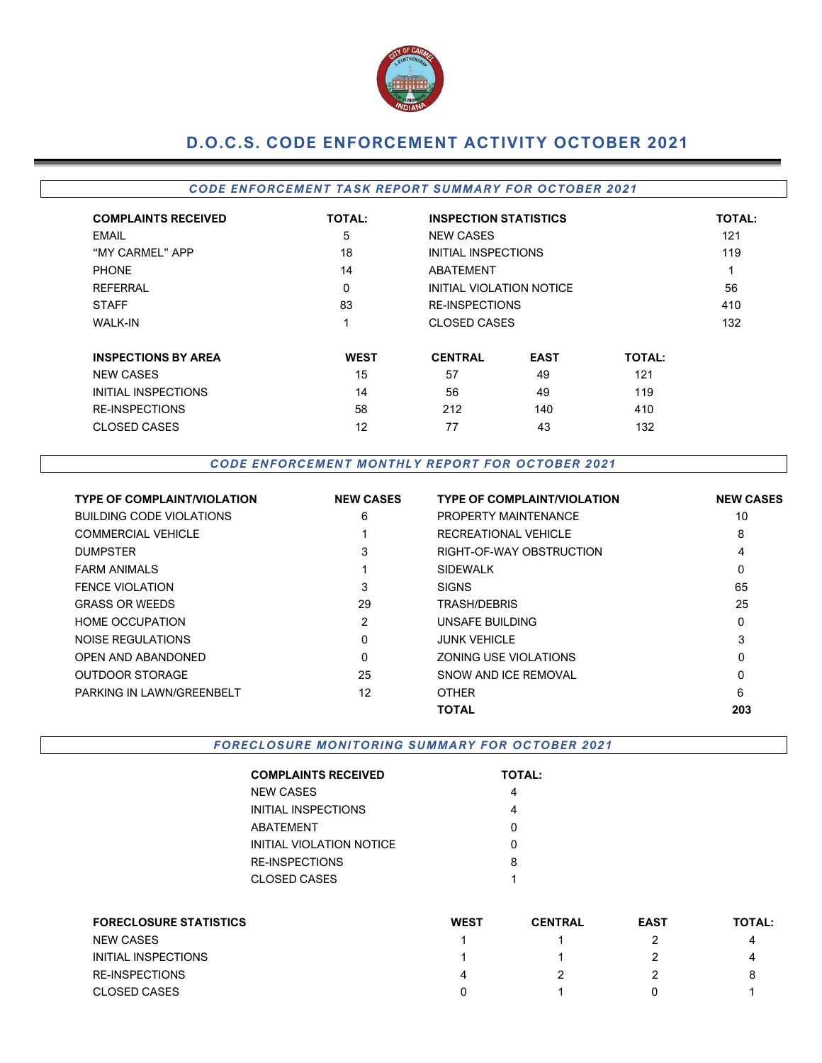# D.O.C.S. CODE ENFORCEMENT ACTIVITY OCTOBER 2021

## *CODE ENFORCEMENT TASK REPORT SUMMARY FOR OCTOBER 2021*

| COMPLAINTS RECEIVED | TOTAL: | INSPECTION STATISTICS | TOTAL: |
|---|---|---|---|
| EMAIL | 5 | NEW CASES | 121 |
| "MY CARMEL" APP | 18 | INITIAL INSPECTIONS | 119 |
| PHONE | 14 | ABATEMENT | 1 |
| REFERRAL | 0 | INITIAL VIOLATION NOTICE | 56 |
| STAFF | 83 | RE-INSPECTIONS | 410 |
| WALK-IN | 1 | CLOSED CASES | 132 |

| INSPECTIONS BY AREA | WEST | CENTRAL | EAST | TOTAL: |
|---|---|---|---|---|
| NEW CASES | 15 | 57 | 49 | 121 |
| INITIAL INSPECTIONS | 14 | 56 | 49 | 119 |
| RE-INSPECTIONS | 58 | 212 | 140 | 410 |
| CLOSED CASES | 12 | 77 | 43 | 132 |

## *CODE ENFORCEMENT MONTHLY REPORT FOR OCTOBER 2021*

| TYPE OF COMPLAINT/VIOLATION | NEW CASES | TYPE OF COMPLAINT/VIOLATION | NEW CASES |
|---|---|---|---|
| BUILDING CODE VIOLATIONS | 6 | PROPERTY MAINTENANCE | 10 |
| COMMERCIAL VEHICLE | 1 | RECREATIONAL VEHICLE | 8 |
| DUMPSTER | 3 | RIGHT-OF-WAY OBSTRUCTION | 4 |
| FARM ANIMALS | 1 | SIDEWALK | 0 |
| FENCE VIOLATION | 3 | SIGNS | 65 |
| GRASS OR WEEDS | 29 | TRASH/DEBRIS | 25 |
| HOME OCCUPATION | 2 | UNSAFE BUILDING | 0 |
| NOISE REGULATIONS | 0 | JUNK VEHICLE | 3 |
| OPEN AND ABANDONED | 0 | ZONING USE VIOLATIONS | 0 |
| OUTDOOR STORAGE | 25 | SNOW AND ICE REMOVAL | 0 |
| PARKING IN LAWN/GREENBELT | 12 | OTHER | 6 |
| | | **TOTAL** | **203** |

## *FORECLOSURE MONITORING SUMMARY FOR OCTOBER 2021*

| COMPLAINTS RECEIVED | TOTAL: |
|---|---|
| NEW CASES | 4 |
| INITIAL INSPECTIONS | 4 |
| ABATEMENT | 0 |
| INITIAL VIOLATION NOTICE | 0 |
| RE-INSPECTIONS | 8 |
| CLOSED CASES | 1 |

| FORECLOSURE STATISTICS | WEST | CENTRAL | EAST | TOTAL: |
|---|---|---|---|---|
| NEW CASES | 1 | 1 | 2 | 4 |
| INITIAL INSPECTIONS | 1 | 1 | 2 | 4 |
| RE-INSPECTIONS | 4 | 2 | 2 | 8 |
| CLOSED CASES | 0 | 1 | 0 | 1 |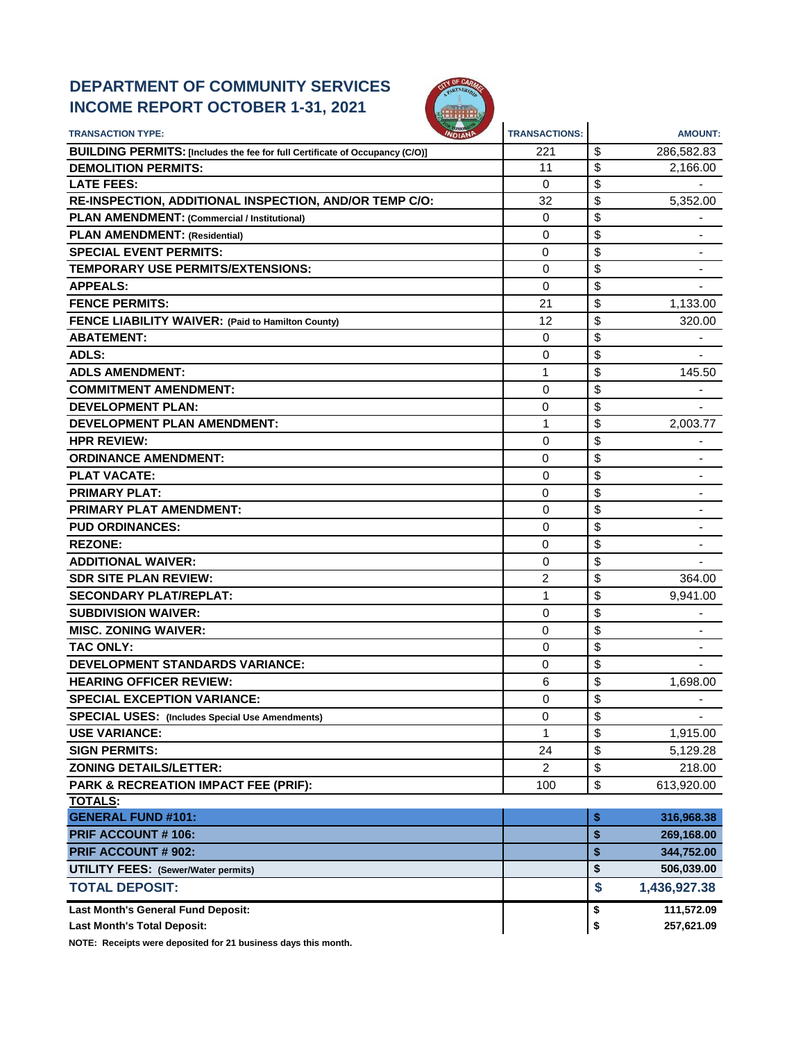# DEPARTMENT OF COMMUNITY SERVICES
# INCOME REPORT OCTOBER 1-31, 2021

| TRANSACTION TYPE: | TRANSACTIONS: | AMOUNT: |
|---|---|---|
| **BUILDING PERMITS: [Includes the fee for full Certificate of Occupancy (C/O)]** | 221 | $ 286,582.83 |
| **DEMOLITION PERMITS:** | 11 | $ 2,166.00 |
| **LATE FEES:** | 0 | $ - |
| **RE-INSPECTION, ADDITIONAL INSPECTION, AND/OR TEMP C/O:** | 32 | $ 5,352.00 |
| **PLAN AMENDMENT: (Commercial / Institutional)** | 0 | $ - |
| **PLAN AMENDMENT: (Residential)** | 0 | $ - |
| **SPECIAL EVENT PERMITS:** | 0 | $ - |
| **TEMPORARY USE PERMITS/EXTENSIONS:** | 0 | $ - |
| **APPEALS:** | 0 | $ - |
| **FENCE PERMITS:** | 21 | $ 1,133.00 |
| **FENCE LIABILITY WAIVER: (Paid to Hamilton County)** | 12 | $ 320.00 |
| **ABATEMENT:** | 0 | $ - |
| **ADLS:** | 0 | $ - |
| **ADLS AMENDMENT:** | 1 | $ 145.50 |
| **COMMITMENT AMENDMENT:** | 0 | $ - |
| **DEVELOPMENT PLAN:** | 0 | $ - |
| **DEVELOPMENT PLAN AMENDMENT:** | 1 | $ 2,003.77 |
| **HPR REVIEW:** | 0 | $ - |
| **ORDINANCE AMENDMENT:** | 0 | $ - |
| **PLAT VACATE:** | 0 | $ - |
| **PRIMARY PLAT:** | 0 | $ - |
| **PRIMARY PLAT AMENDMENT:** | 0 | $ - |
| **PUD ORDINANCES:** | 0 | $ - |
| **REZONE:** | 0 | $ - |
| **ADDITIONAL WAIVER:** | 0 | $ - |
| **SDR SITE PLAN REVIEW:** | 2 | $ 364.00 |
| **SECONDARY PLAT/REPLAT:** | 1 | $ 9,941.00 |
| **SUBDIVISION WAIVER:** | 0 | $ - |
| **MISC. ZONING WAIVER:** | 0 | $ - |
| **TAC ONLY:** | 0 | $ - |
| **DEVELOPMENT STANDARDS VARIANCE:** | 0 | $ - |
| **HEARING OFFICER REVIEW:** | 6 | $ 1,698.00 |
| **SPECIAL EXCEPTION VARIANCE:** | 0 | $ - |
| **SPECIAL USES: (Includes Special Use Amendments)** | 0 | $ - |
| **USE VARIANCE:** | 1 | $ 1,915.00 |
| **SIGN PERMITS:** | 24 | $ 5,129.28 |
| **ZONING DETAILS/LETTER:** | 2 | $ 218.00 |
| **PARK & RECREATION IMPACT FEE (PRIF):** | 100 | $ 613,920.00 |
| **TOTALS:** | | |
| **GENERAL FUND #101:** | | **$ 316,968.38** |
| **PRIF ACCOUNT # 106:** | | **$ 269,168.00** |
| **PRIF ACCOUNT # 902:** | | **$ 344,752.00** |
| **UTILITY FEES: (Sewer/Water permits)** | | **$ 506,039.00** |
| **TOTAL DEPOSIT:** | | **$ 1,436,927.38** |
| **Last Month's General Fund Deposit:** | | **$ 111,572.09** |
| **Last Month's Total Deposit:** | | **$ 257,621.09** |

**NOTE: Receipts were deposited for 21 business days this month.**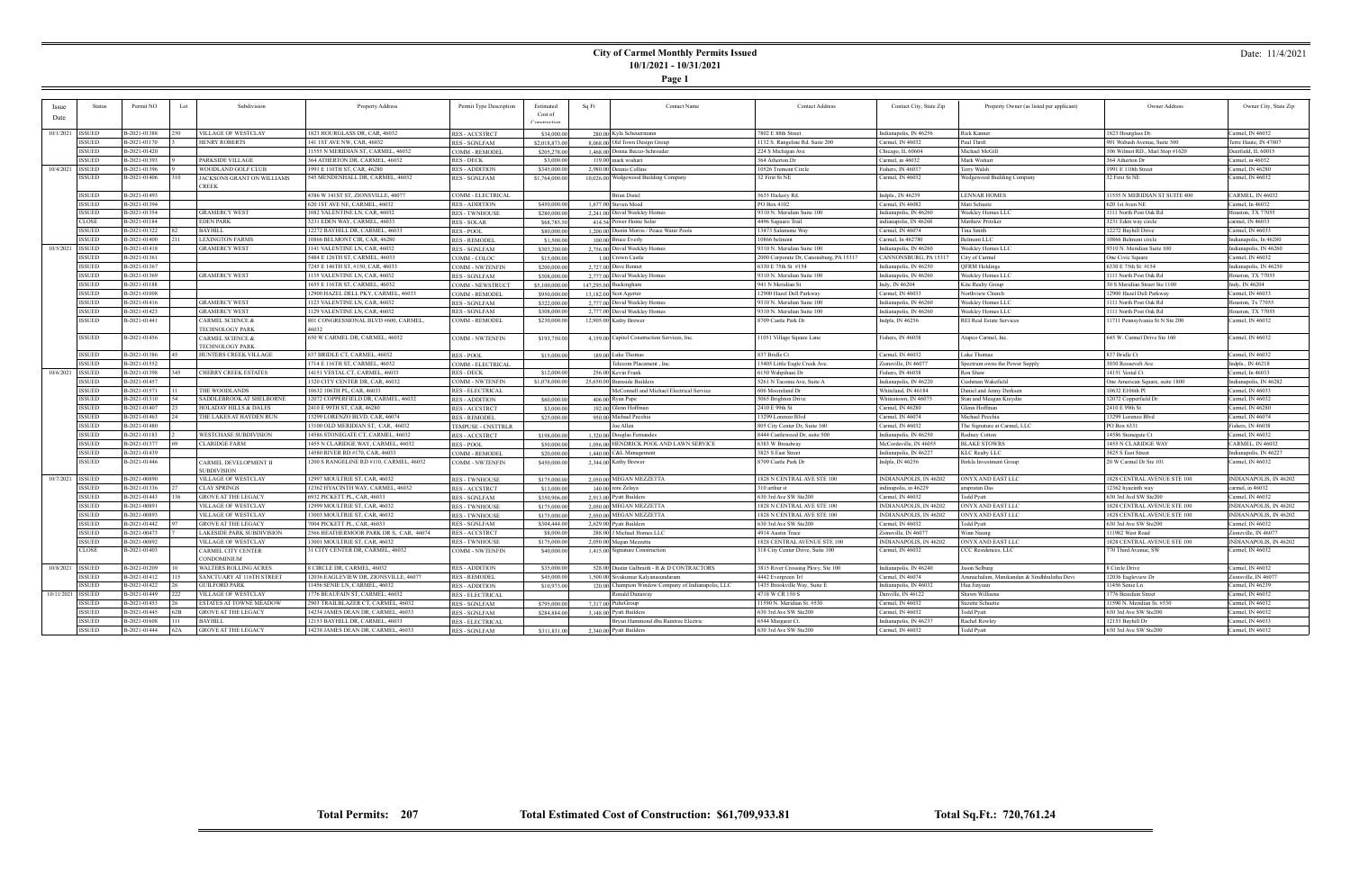# City of Carmel Monthly Permits Issued

## 10/1/2021 - 10/31/2021

Date: 11/4/2021

| Issue Date | Status | Permit NO | Lot | Subdivision | Property Address | Permit Type Description | Estimated Cost of Construction | Sq Ft | Contact Name | Contact Address | Contact City, State Zip | Property Owner (as listed per applicant) | Owner Address | Owner City, State Zip |
|---|---|---|---|---|---|---|---|---|---|---|---|---|---|---|
| 10/1/2021 | ISSUED | B-2021-01388 | 250 | VILLAGE OF WESTCLAY | 1823 HOURGLASS DR, CAR, 46032 | RES - ACCSTRCT | $34,000.00 | 280.00 | Kyle Schoenemann | 7802 E 88th Street | Indianapolis, IN 46256 | Rick Kanner | 1823 Hourglass Dr. | Carmel, IN 46032 |
| | ISSUED | B-2021-01170 | 3 | HENRY ROBERTS | 141 1ST AVE NW, CAR, 46032 | RES - SGNLFAM | $2,018,873.00 | 8,068.00 | Old Town Design Group | 1132 S. Rangeline Rd. Suite 200 | Carmel, IN 46032 | Paul Thrift | 901 Wabash Avenue, Suite 300 | Terre Haute, IN 47807 |
| | ISSUED | B-2021-01420 | | | 11555 N MERIDIAN ST, CARMEL, 46032 | COMM - REMODEL | $205,278.00 | 1,468.00 | Donna Becco-Schroeder | 224 S Michigan Ave | Chicago, IL 60604 | Michael McGill | 106 Wilmot RD., Mail Stop #1620 | Deerfield, IL 60015 |
| | ISSUED | B-2021-01393 | 9 | PARKSIDE VILLAGE | 364 ATHERTON DR, CARMEL, 46032 | RES - DECK | $3,000.00 | 119.00 | mark wishart | 364 Atherton Dr | Carmel, in 46032 | Mark Wishart | 364 Atherton Dr | Carmel, in 46032 |
| 10/4/2021 | ISSUED | B-2021-01396 | 9 | WOODLAND GOLF CLUB | 1991 E 110TH ST, CAR, 46280 | RES - ADDITION | $345,000.00 | 2,980.00 | Dennis Collins | 10526 Tremont Circle | Fishers, IN 46037 | Terry Walsh | 1991 E 110th Street | Carmel, IN 46280 |
| | ISSUED | B-2021-01406 | 310 | JACKSONS GRANT ON WILLIAMS CREEK | 545 MENDENHALL DR, CARMEL, 46032 | RES - SGNLFAM | $1,764,000.00 | 10,026.00 | Wedgewood Building Company | 32 First St NE | Carmel, IN 46032 | Wedgewood Building Company | 32 First St NE | Carmel, IN 46032 |
| | ISSUED | B-2021-01493 | | | 4386 W 141ST ST, ZIONSVILLE, 46077 | COMM - ELECTRICAL | | | Brian Distel | 5635 Hickory Rd. | Indpls., IN 46239 | LENNAR HOMES | 11555 N MERIDIAN ST SUITE 400 | CARMEL, IN 46032 |
| | ISSUED | B-2021-01394 | | | 620 1ST AVE NE, CARMEL, 46032 | RES - ADDITION | $450,000.00 | 1,677.00 | Steven Mead | PO Box 4102 | Carmel, IN 46082 | Matt Schaetz | 620 1st Aven NE | Carmel, In 46032 |
| | ISSUED | B-2021-01354 | | GRAMERCY WEST | 1082 VALENTINE LN, CAR, 46032 | RES - TWNHOUSE | $280,000.00 | 2,241.00 | David Weekley Homes | 9310 N. Meridian Suite 100 | Indianapolis, IN 46260 | Weekley Homes LLC | 1111 North Post Oak Rd | Houston, TX 77055 |
| | CLOSE | B-2021-01184 | | EDEN PARK | 3231 EDEN WAY, CARMEL, 46033 | RES - SOLAR | $68,785.50 | 414.54 | Power Home Solar | 4496 Saquaro Trail | indianapolis, IN 46268 | Matthew Pritzker | 3231 Eden way circle | carmel, IN 46033 |
| | ISSUED | B-2021-01322 | 82 | BAYHILL | 12272 BAYHILL DR, CARMEL, 46033 | RES - POOL | $80,000.00 | 1,200.00 | Dustin Morris / Peace Water Pools | 13473 Salamone Way | Carmel, IN 46074 | Tina Smith | 12272 Bayhill Drive | Carmel, IN 46033 |
| | ISSUED | B-2021-01400 | 211 | LEXINGTON FARMS | 10866 BELMONT CIR, CAR, 46280 | RES - REMODEL | $1,500.00 | 100.00 | Bruce Everly | 10866 belmont | Carmel, In 462780 | Belmont LLC | 10866 Belmont circle | Indianapolis, In 46280 |
| 10/5/2021 | ISSUED | B-2021-01418 | | GRAMERCY WEST | 1141 VALENTINE LN, CAR, 46032 | RES - SGNLFAM | $303,200.00 | 2,756.00 | David Weekley Homes | 9310 N. Meridian Suite 100 | Indianapolis, IN 46260 | Weekley Homes LLC | 9310 N. Meridian Suite 100 | Indianapolis, IN 46260 |
| | ISSUED | B-2021-01361 | | | 5484 E 126TH ST, CARMEL, 46033 | COMM - COLOC | $15,000.00 | 1.00 | Crown Castle | 2000 Corporate Dr, Canonsburg, PA 15317 | CANNONSBURG, PA 15317 | City of Carmel | One Civic Square | Carmel, IN 46032 |
| | ISSUED | B-2021-01367 | | | 7245 E 146TH ST, #150, CAR, 46033 | COMM - NWTENFIN | $200,000.00 | 2,727.00 | Dave Bennet | 6330 E 75th St #154 | Indianapolis, IN 46250 | QFRM Holdings | 6330 E 75th St #154 | Indianapolis, IN 46250 |
| | ISSUED | B-2021-01369 | | GRAMERCY WEST | 1135 VALENTINE LN, CAR, 46032 | RES - SGNLFAM | $308,000.00 | 2,777.00 | David Weekley Homes | 9310 N. Meridian Suite 100 | Indianapolis, IN 46260 | Weekley Homes LLC | 1111 North Post Oak Rd | Houston, TX 77055 |
| | ISSUED | B-2021-01188 | | | 1655 E 116TH ST, CARMEL, 46032 | COMM - NEWSTRUCT | $5,100,000.00 | 147,295.00 | Buckingham | 941 N Meridian St | Indy, IN 46204 | Kite Realty Group | 30 S Meridian Street Ste 1100 | Indy, IN 46204 |
| | ISSUED | B-2021-01008 | | | 12900 HAZEL DELL PKY, CARMEL, 46033 | COMM - REMODEL | $950,000.00 | 13,182.00 | Scot Agerter | 12900 Hazel Dell Parkway | Carmel, IN 46033 | Northview Church | 12900 Hazel Dell Parkway | Carmel, IN 46033 |
| | ISSUED | B-2021-01416 | | GRAMERCY WEST | 1123 VALENTINE LN, CAR, 46032 | RES - SGNLFAM | $322,000.00 | 2,777.00 | David Weekley Homes | 9310 N. Meridian Suite 100 | Indianapolis, IN 46260 | Weekley Homes LLC | 1111 North Post Oak Rd | Houston, TX 77055 |
| | ISSUED | B-2021-01423 | | GRAMERCY WEST | 1129 VALENTINE LN, CAR, 46032 | RES - SGNLFAM | $308,000.00 | 2,777.00 | David Weekley Homes | 9310 N. Meridian Suite 100 | Indianapolis, IN 46260 | Weekley Homes LLC | 1111 North Post Oak Rd | Houston, TX 77055 |
| | ISSUED | B-2021-01441 | | CARMEL SCIENCE & TECHNOLOGY PARK | 801 CONGRESSIONAL BLVD #600, CARMEL, 46032 | COMM - REMODEL | $230,000.00 | 12,905.00 | Kathy Brewer | 8709 Castle Park Dr | Indpls, IN 46256 | REI Real Estate Services | 11711 Pennsylvania St N Ste 200 | Carmel, IN 46032 |
| | ISSUED | B-2021-01456 | | CARMEL SCIENCE & TECHNOLOGY PARK | 650 W CARMEL DR, CARMEL, 46032 | COMM - NWTENFIN | $193,750.00 | 4,159.00 | Capitol Construction Services, Inc. | 11051 Village Square Lane | Fishers, IN 46038 | Atapco Carmel, Inc. | 645 W. Carmel Drive Ste 160 | Carmel, IN 46032 |
| | ISSUED | B-2021-01386 | 45 | HUNTERS CREEK VILLAGE | 837 BRIDLE CT, CARMEL, 46032 | RES - POOL | $15,000.00 | 189.00 | Luke Thomas | 837 Bridle Ct | Carmel, IN 46032 | Luke Thomas | 837 Bridle Ct | Carmel, IN 46032 |
| | ISSUED | B-2021-01552 | | | 1714 E 116TH ST, CARMEL, 46032 | COMM - ELECTRICAL | | | Telecom Placement , Inc. | 15405 Little Eagle Creek Ave. | Zionsville, IN 46077 | Spectrum owns the Power Supply | 3030 Roosevelt Ave | Indpls., IN 46218 |
| 10/6/2021 | ISSUED | B-2021-01398 | 345 | CHERRY CREEK ESTATES | 14151 VESTAL CT, CARMEL, 46033 | RES - DECK | $12,000.00 | 256.00 | Kevin Frank | 6150 Wahpihani Dr | Fishers, IN 46038 | Ron Shaw | 14151 Vestal Ct | Carmel, In 46033 |
| | ISSUED | B-2021-01457 | | | 1520 CITY CENTER DR, CAR, 46032 | COMM - NWTENFIN | $1,078,000.00 | 25,650.00 | Burnside Builders | 5261 N Tacoma Ave, Suite A | Indianapolis, IN 46220 | Cushman Wakefield | One American Square, suite 1800 | Indianapolis, IN 46282 |
| | ISSUED | B-2021-01571 | 11 | THE WOODLANDS | 10632 106TH PL, CAR, 46033 | RES - ELECTRICAL | | | McConnell and Michael Electrical Service | 606 Mooreland Dr | Whiteland, IN 46184 | Daniel and Jenny Derksen | 10632 E106th Pl | Carmel, IN 46033 |
| | ISSUED | B-2021-01310 | 54 | SADDLEBROOK AT SHELBORNE | 12072 COPPERFIELD DR, CARMEL, 46032 | RES - ADDITION | $60,000.00 | 406.00 | Ryan Pape | 5065 Brighton Drive | Whitestown, IN 46075 | Stan and Meagan Kreydin | 12072 Copperfield Dr | Carmel, IN 46032 |
| | ISSUED | B-2021-01407 | 25 | HOLADAY HILLS & DALES | 2410 E 99TH ST, CAR, 46280 | RES - ACCSTRCT | $3,000.00 | 192.00 | Glenn Hoffman | 2410 E 99th St | Carmel, IN 46280 | Glenn Hoffman | 2410 E 99th St | Carmel, IN 46280 |
| | ISSUED | B-2021-01463 | 24 | THE LAKES AT HAYDEN RUN | 13299 LORENZO BLVD, CAR, 46074 | RES - REMODEL | $25,000.00 | 950.00 | Michael Pecchia | 13299 Lorenzo Blvd | Carmel, IN 46074 | Michael Pecchia | 13299 Lorenzo Blvd | Carmel, IN 46074 |
| | ISSUED | B-2021-01480 | | | 13100 OLD MERIDIAN ST, CAR, 46032 | TEMPUSE - CNSTTRLR | | | Joe Allen | 805 City Center Dr, Suite 160 | Carmel, IN 46032 | The Signature at Carmel, LLC | PO Box 6531 | Fishers, IN 46038 |
| | ISSUED | B-2021-01183 | 2 | WESTCHASE SUBDIVISION | 14586 STONEGATE CT, CARMEL, 46032 | RES - ACCSTRCT | $198,000.00 | 1,320.00 | Douglas Fernandes | 8444 Castlewood Dr, suite 500 | Indianapolis, IN 46250 | Rodney Cotton | 14586 Stonegate Ct | Carmel, IN 46032 |
| | ISSUED | B-2021-01377 | 69 | CLARIDGE FARM | 1455 N CLARIDGE WAY, CARMEL, 46032 | RES - POOL | $80,000.00 | 1,086.00 | HENDRICK POOL AND LAWN SERVICE | 6383 W Broadway | McCordsville, IN 46055 | BLAKE STOWRS | 1455 N CLARIDGE WAY | CARMEL, IN 46032 |
| | ISSUED | B-2021-01439 | | | 14580 RIVER RD #170, CAR, 46033 | COMM - REMODEL | $20,000.00 | 1,440.00 | C&L Management | 3825 S East Street | Indianapolis, IN 46227 | KLC Realty LLC | 3825 S East Street | Indianapolis, IN 46227 |
| | ISSUED | B-2021-01446 | | CARMEL DEVELOPMENT II SUBDIVISION | 1200 S RANGELINE RD #110, CARMEL, 46032 | COMM - NWTENFIN | $450,000.00 | 2,344.00 | Kathy Brewer | 8709 Castle Park Dr | Indpls, IN 46256 | Birkla Investment Group | 20 W Carmel Dr Ste 101 | Carmel, IN 46032 |
| 10/7/2021 | ISSUED | B-2021-00890 | | VILLAGE OF WESTCLAY | 12997 MOULTRIE ST, CAR, 46032 | RES - TWNHOUSE | $175,000.00 | 2,050.00 | MEGAN MEZZETTA | 1828 N CENTRAL AVE STE 100 | INDIANAPOLIS, IN 46202 | ONYX AND EAST LLC | 1828 CENTRAL AVENUE STE 100 | INDIANAPOLIS, IN 46202 |
| | ISSUED | B-2021-01336 | 27 | CLAY SPRINGS | 12362 HYACINTH WAY, CARMEL, 46032 | RES - ACCSTRCT | $13,000.00 | 140.00 | rene Zelaya | 310 arthur st | indinapolis, in 46229 | arupratan Das | 12362 hyacinth way | carmel, in 46032 |
| | ISSUED | B-2021-01443 | 136 | GROVE AT THE LEGACY | 6932 PICKETT PL, CAR, 46033 | RES - SGNLFAM | $350,906.00 | 2,913.00 | Pyatt Builders | 630 3rd Ave SW Ste200 | Carmel, IN 46032 | Todd Pyatt | 630 3rd Ave SW Ste200 | Carmel, IN 46032 |
| | ISSUED | B-2021-00891 | | VILLAGE OF WESTCLAY | 12999 MOULTRIE ST, CAR, 46032 | RES - TWNHOUSE | $175,000.00 | 2,050.00 | MEGAN MEZZETTA | 1828 N CENTRAL AVE STE 100 | INDIANAPOLIS, IN 46202 | ONYX AND EAST LLC | 1828 CENTRAL AVENUE STE 100 | INDIANAPOLIS, IN 46202 |
| | ISSUED | B-2021-00893 | | VILLAGE OF WESTCLAY | 13003 MOULTRIE ST, CAR, 46032 | RES - TWNHOUSE | $175,000.00 | 2,050.00 | MEGAN MEZZETTA | 1828 N CENTRAL AVE STE 100 | INDIANAPOLIS, IN 46202 | ONYX AND EAST LLC | 1828 CENTRAL AVENUE STE 100 | INDIANAPOLIS, IN 46202 |
| | ISSUED | B-2021-01442 | 97 | GROVE AT THE LEGACY | 7004 PICKETT PL, CAR, 46033 | RES - SGNLFAM | $304,444.00 | 2,629.00 | Pyatt Builders | 630 3rd Ave SW Ste200 | Carmel, IN 46032 | Todd Pyatt | 630 3rd Ave SW Ste200 | Carmel, IN 46032 |
| | ISSUED | B-2021-00473 | 7 | LAKESIDE PARK SUBDIVISION | 2566 HEATHERMOOR PARK DR S, CAR, 46074 | RES - ACCSTRCT | $8,000.00 | 288.00 | J Michael Homes LLC | 4914 Austin Trace | Zionsville, IN 46077 | Winn Naung | 111962 West Road | Zionsville, IN 46077 |
| | ISSUED | B-2021-00892 | | VILLAGE OF WESTCLAY | 13001 MOULTRIE ST, CAR, 46032 | RES - TWNHOUSE | $175,000.00 | 2,050.00 | Megan Mezzetta | 1828 CENTRAL AVENUE STE 100 | INDIANAPOLIS, IN 46202 | ONYX AND EAST LLC | 1828 CENTRAL AVENUE STE 100 | INDIANAPOLIS, IN 46202 |
| | CLOSE | B-2021-01403 | | CARMEL CITY CENTER CONDOMINIUM | 31 CITY CENTER DR, CARMEL, 46032 | COMM - NWTENFIN | $40,000.00 | 1,415.00 | Signature Construction | 318 City Center Drive, Suite 100 | Carmel, IN 46032 | CCC Residences, LLC | 770 Third Avenue, SW | Carmel, IN 46032 |
| 10/8/2021 | ISSUED | B-2021-01209 | 10 | WALTERS ROLLING ACRES | 8 CIRCLE DR, CARMEL, 46032 | RES - ADDITION | $35,000.00 | 528.00 | Dustin Galbraith - R & D CONTRACTORS | 3815 River Crossing Pkwy, Ste 100 | Indianapolis, IN 46240 | Jason Seiburg | 8 Circle Drive | Carmel, IN 46032 |
| | ISSUED | B-2021-01412 | 115 | SANCTUARY AT 116TH STREET | 12036 EAGLEVIEW DR, ZIONSVILLE, 46077 | RES - REMODEL | $45,000.00 | 1,500.00 | Sivakumar Kalyanasundaram | 4442 Evergreen Trl | Carmel, IN 46074 | Arunachalam, Manikandan & Sindhhulatha Devi | 12036 Eagleview Dr | Zionsville, IN 46077 |
| | ISSUED | B-2021-01422 | 26 | GUILFORD PARK | 11456 SENIE LN, CARMEL, 46032 | RES - ADDITION | $10,973.00 | 120.00 | Champion Window Company of Indianapolis, LLC | 1435 Brookville Way, Suite E | Indianapolis, IN 46032 | Hua Jinyuan | 11456 Senie Ln | Carmel, IN 46239 |
| 10/11/2021 | ISSUED | B-2021-01449 | 222 | VILLAGE OF WESTCLAY | 1776 BEAUFAIN ST, CARMEL, 46032 | RES - ELECTRICAL | | | Ronald Dunaway | 4718 W CR 150 S | Danville, IN 46122 | Shawn Williams | 1776 Beaufain Street | Carmel, IN 46032 |
| | ISSUED | B-2021-01453 | 26 | ESTATES AT TOWNE MEADOW | 2903 TRAILBLAZER CT, CARMEL, 46032 | RES - SGNLFAM | $795,000.00 | 7,317.00 | PulteGroup | 11590 N. Meridian St. #530 | Carmel, IN 46032 | Suzette Schuette | 11590 N. Meridian St. #530 | Carmel, IN 46032 |
| | ISSUED | B-2021-01445 | 62B | GROVE AT THE LEGACY | 14234 JAMES DEAN DR, CARMEL, 46033 | RES - SGNLFAM | $284,884.00 | 3,148.00 | Pyatt Builders | 630 3rd Ave SW Ste200 | Carmel, IN 46032 | Todd Pyatt | 630 3rd Ave SW Ste200 | Carmel, IN 46032 |
| | ISSUED | B-2021-01608 | 111 | BAYHILL | 12153 BAYHILL DR, CARMEL, 46033 | RES - ELECTRICAL | | | Bryan Hammond dba Raintree Electric | 6544 Margaret Ct. | Indianapolis, IN 46237 | Rachel Rowley | 12153 Bayhill Dr | Carmel, IN 46033 |
| | ISSUED | B-2021-01444 | 62A | GROVE AT THE LEGACY | 14238 JAMES DEAN DR, CARMEL, 46033 | RES - SGNLFAM | $311,831.00 | 2,340.00 | Pyatt Builders | 630 3rd Ave SW Ste200 | Carmel, IN 46032 | Todd Pyatt | 630 3rd Ave SW Ste200 | Carmel, IN 46032 |

**Total Permits: 207** **Total Estimated Cost of Construction: $61,709,933.81** **Total Sq.Ft.: 720,761.24**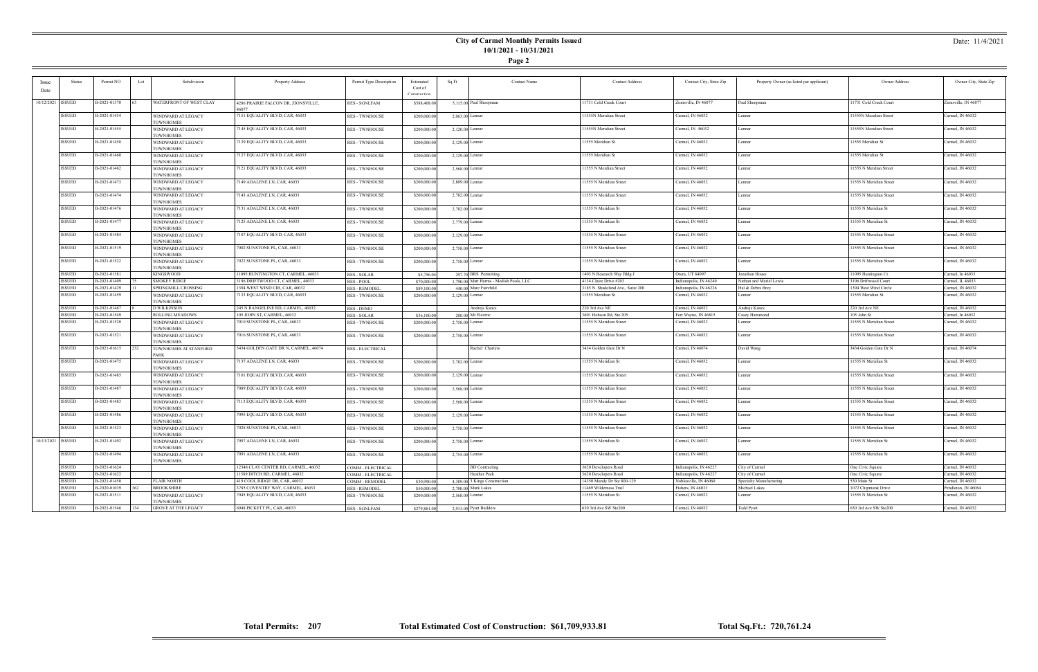# City of Carmel Monthly Permits Issued
## 10/1/2021 - 10/31/2021

Date: 11/4/2021

**Page 2**

| Issue Date | Status | Permit NO | Lot | Subdivision | Property Address | Permit Type Description | Estimated Cost of Construction | Sq Ft | Contact Name | Contact Address | Contact City, State Zip | Property Owner (as listed per applicant) | Owner Address | Owner City, State Zip |
|---|---|---|---|---|---|---|---|---|---|---|---|---|---|---|
| 10/12/2021 | ISSUED | B-2021-01370 | 63 | WATERFRONT OF WEST CLAY | 4286 PRAIRIE FALCON DR, ZIONSVILLE, 46077 | RES - SGNLFAM | $588,408.00 | 5,115.00 | Paul Shoopman | 11731 Cold Creek Court | Zionsville, IN 46077 | Paul Shoopman | 11731 Cold Creek Court | Zionsville, IN 46077 |
| | ISSUED | B-2021-01454 | | WINDWARD AT LEGACY TOWNHOMES | 7151 EQUALITY BLVD, CAR, 46033 | RES - TWNHOUSE | $200,000.00 | 2,063.00 | Lennar | 11555N Meridian Street | Carmel, IN 46032 | Lennar | 11555N Meridian Street | Carmel, IN 46032 |
| | ISSUED | B-2021-01455 | | WINDWARD AT LEGACY TOWNHOMES | 7145 EQUALITY BLVD, CAR, 46033 | RES - TWNHOUSE | $200,000.00 | 2,120.00 | Lennar | 11555N Meridian Street | Carmel, IN 46032 | Lennar | 11555N Meridian Street | Carmel, IN 46032 |
| | ISSUED | B-2021-01458 | | WINDWARD AT LEGACY TOWNHOMES | 7139 EQUALITY BLVD, CAR, 46033 | RES - TWNHOUSE | $200,000.00 | 2,129.00 | Lennar | 11555 Meridian St | Carmel, IN 46032 | Lennar | 11555 Meridian St | Carmel, IN 46032 |
| | ISSUED | B-2021-01460 | | WINDWARD AT LEGACY TOWNHOMES | 7127 EQUALITY BLVD, CAR, 46033 | RES - TWNHOUSE | $200,000.00 | 2,129.00 | Lennar | 11555 Meridian St | Carmel, IN 46032 | Lennar | 11555 Meridian St | Carmel, IN 46032 |
| | ISSUED | B-2021-01462 | | WINDWARD AT LEGACY TOWNHOMES | 7121 EQUALITY BLVD, CAR, 46033 | RES - TWNHOUSE | $200,000.00 | 2,568.00 | Lennar | 11555 N Meridian Street | Carmel, IN 46032 | Lennar | 11555 N Merdian Street | Carmel, IN 46032 |
| | ISSUED | B-2021-01473 | | WINDWARD AT LEGACY TOWNHOMES | 7149 ADALENE LN, CAR, 46033 | RES - TWNHOUSE | $200,000.00 | 2,809.00 | Lennar | 11555 N Meridian Street | Carmel, IN 46032 | Lennar | 11555 N Meridian Street | Carmel, IN 46032 |
| | ISSUED | B-2021-01474 | | WINDWARD AT LEGACY TOWNHOMES | 7143 ADALENE LN, CAR, 46033 | RES - TWNHOUSE | $200,000.00 | 2,782.00 | Lennar | 11555 N Meridian Street | Carmel, IN 46032 | Lennar | 11555 N Meridian Street | Carmel, IN 46032 |
| | ISSUED | B-2021-01476 | | WINDWARD AT LEGACY TOWNHOMES | 7131 ADALENE LN, CAR, 46033 | RES - TWNHOUSE | $200,000.00 | 2,782.00 | Lennar | 11555 N Meridian St | Carmel, IN 46032 | Lennar | 11555 N Meridian St | Carmel, IN 46032 |
| | ISSUED | B-2021-01477 | | WINDWARD AT LEGACY TOWNHOMES | 7125 ADALENE LN, CAR, 46033 | RES - TWNHOUSE | $200,000.00 | 2,779.00 | Lennar | 11555 N Meridian St | Carmel, IN 46032 | Lennar | 11555 N Meridian St | Carmel, IN 46032 |
| | ISSUED | B-2021-01484 | | WINDWARD AT LEGACY TOWNHOMES | 7107 EQUALITY BLVD, CAR, 46033 | RES - TWNHOUSE | $200,000.00 | 2,129.00 | Lennar | 11555 N Meridian Street | Carmel, IN 46032 | Lennar | 11555 N Meridian Street | Carmel, IN 46032 |
| | ISSUED | B-2021-01519 | | WINDWARD AT LEGACY TOWNHOMES | 7002 SUNSTONE PL, CAR, 46033 | RES - TWNHOUSE | $200,000.00 | 2,758.00 | Lennar | 11555 N Meridian Street | Carmel, IN 46032 | Lennar | 11555 N Meridian Street | Carmel, IN 46032 |
| | ISSUED | B-2021-01522 | | WINDWARD AT LEGACY TOWNHOMES | 7022 SUNSTONE PL, CAR, 46033 | RES - TWNHOUSE | $200,000.00 | 2,758.00 | Lennar | 11555 N Meridian Street | Carmel, IN 46032 | Lennar | 11555 N Meridian Street | Carmel, IN 46032 |
| | ISSUED | B-2021-01581 | | KINGSWOOD | 11095 HUNTINGTON CT, CARMEL, 46033 | RES - SOLAR | $5,756.04 | 297.70 | BRS Permitting | 1403 N Research Way Bldg J | Orem, UT 84097 | Jonathan House | 11095 Huntington Ct. | Carmel, In 46033 |
| | ISSUED | B-2021-01409 | 75 | SMOKEY RIDGE | 3196 DRIFTWOOD CT, CARMEL, 46033 | RES - POOL | $70,000.00 | 1,790.00 | Matt Harms - Modish Pools, LLC | 4134 Claire Drive #203 | Indianapolis, IN 46240 | Nathan and Mariel Lewis | 3196 Driftwood Court | Carmel, IL 46033 |
| | ISSUED | B-2021-01429 | 11 | SPRINGMILL CROSSING | 1394 WEST WIND CIR, CAR, 46032 | RES - REMODEL | $89,100.00 | 440.00 | Marc Fairchild | 3185 N. Shadeland Ave., Suite 200 | Indianapolis, IN 46226 | Hal & Debra Brey | 1394 West Wind Circle | Carmel, IN 46032 |
| | ISSUED | B-2021-01459 | | WINDWARD AT LEGACY TOWNHOMES | 7133 EQUALITY BLVD, CAR, 46033 | RES - TWNHOUSE | $200,000.00 | 2,129.00 | Lennar | 11555 Meridian St | Carmel, IN 46032 | Lennar | 11555 Meridian St | Carmel, IN 46032 |
| | ISSUED | B-2021-01467 | 8 | D WILKINSON | 245 N RANGELINE RD, CARMEL, 46032 | RES - DEMO | | | Andrejs Kancs | 220 3rd Ave NE | Carmel, IN 46032 | Andrejs Kancs | 220 3rd Ave NE | Carmel, IN 46032 |
| | ISSUED | B-2021-01549 | | ROLLING MEADOWS | 105 JOHN ST, CARMEL, 46032 | RES - SOLAR | $36,100.00 | 200.00 | Mr Electric | 3601 Hobson Rd, Ste 205 | Fort Wayne, IN 46815 | Casey Hammond | 105 John St | Carmel, In 46032 |
| | ISSUED | B-2021-01520 | | WINDWARD AT LEGACY TOWNHOMES | 7010 SUNSTONE PL, CAR, 46033 | RES - TWNHOUSE | $200,000.00 | 2,758.00 | Lennar | 11555 N Meridian Street | Carmel, IN 46032 | Lennar | 11555 N Meridian Street | Carmel, IN 46032 |
| | ISSUED | B-2021-01521 | | WINDWARD AT LEGACY TOWNHOMES | 7016 SUNSTONE PL, CAR, 46033 | RES - TWNHOUSE | $200,000.00 | 2,758.00 | Lennar | 11555 N Meridian Street | Carmel, IN 46032 | Lennar | 11555 N Meridian Street | Carmel, IN 46032 |
| | ISSUED | B-2021-01615 | 232 | TOWNHOMES AT STANFORD PARK | 3434 GOLDEN GATE DR N, CARMEL, 46074 | RES - ELECTRICAL | | | Rachel Charters | 3434 Golden Gate Dr N | Carmel, IN 46074 | David Wang | 3434 Golden Gate Dr N | Carmel, IN 46074 |
| | ISSUED | B-2021-01475 | | WINDWARD AT LEGACY TOWNHOMES | 7137 ADALENE LN, CAR, 46033 | RES - TWNHOUSE | $200,000.00 | 2,782.00 | Lennar | 11555 N Meridian St | Carmel, IN 46032 | Lennar | 11555 N Meridian St | Carmel, IN 46032 |
| | ISSUED | B-2021-01485 | | WINDWARD AT LEGACY TOWNHOMES | 7101 EQUALITY BLVD, CAR, 46033 | RES - TWNHOUSE | $200,000.00 | 2,129.00 | Lennar | 11555 N Meridian Street | Carmel, IN 46032 | Lennar | 11555 N Meridian Street | Carmel, IN 46032 |
| | ISSUED | B-2021-01487 | | WINDWARD AT LEGACY TOWNHOMES | 7089 EQUALITY BLVD, CAR, 46033 | RES - TWNHOUSE | $200,000.00 | 2,568.00 | Lennar | 11555 N Meridian Street | Carmel, IN 46032 | Lennar | 11555 N Meridian Street | Carmel, IN 46032 |
| | ISSUED | B-2021-01483 | | WINDWARD AT LEGACY TOWNHOMES | 7113 EQUALITY BLVD, CAR, 46033 | RES - TWNHOUSE | $200,000.00 | 2,568.00 | Lennar | 11555 N Meridian Street | Carmel, IN 46032 | Lennar | 11555 N Meridian Street | Carmel, IN 46032 |
| | ISSUED | B-2021-01486 | | WINDWARD AT LEGACY TOWNHOMES | 7095 EQUALITY BLVD, CAR, 46033 | RES - TWNHOUSE | $200,000.00 | 2,129.00 | Lennar | 11555 N Meridian Street | Carmel, IN 46032 | Lennar | 11555 N Meridian Street | Carmel, IN 46032 |
| | ISSUED | B-2021-01523 | | WINDWARD AT LEGACY TOWNHOMES | 7028 SUNSTONE PL, CAR, 46033 | RES - TWNHOUSE | $200,000.00 | 2,758.00 | Lennar | 11555 N Meridian Street | Carmel, IN 46032 | Lennar | 11555 N Meridian Street | Carmel, IN 46032 |
| 10/13/2021 | ISSUED | B-2021-01492 | | WINDWARD AT LEGACY TOWNHOMES | 7097 ADALENE LN, CAR, 46033 | RES - TWNHOUSE | $200,000.00 | 2,758.00 | Lennar | 11555 N Meridian St | Carmel, IN 46032 | Lennar | 11555 N Meridian St | Carmel, IN 46032 |
| | ISSUED | B-2021-01494 | | WINDWARD AT LEGACY TOWNHOMES | 7091 ADALENE LN, CAR, 46033 | RES - TWNHOUSE | $200,000.00 | 2,755.00 | Lennar | 11555 N Meridian St | Carmel, IN 46032 | Lennar | 11555 N Meridian St | Carmel, IN 46032 |
| | ISSUED | B-2021-01624 | | | 12348 CLAY CENTER RD, CARMEL, 46032 | COMM - ELECTRICAL | | | BD Contracting | 3620 Developers Road | Indianapolis, IN 46227 | City of Carmel | One Civic Square | Carmel, IN 46032 |
| | ISSUED | B-2021-01622 | | | 11589 DITCH RD, CARMEL, 46032 | COMM - ELECTRICAL | | | Heather Peek | 3620 Developers Road | Indianapolis, IN 46227 | City of Carmel | One Civic Square | Carmel, IN 46032 |
| | ISSUED | B-2021-01450 | | FLAIR NORTH | 419 COOL RIDGE DR, CAR, 46032 | COMM - REMODEL | $30,990.00 | 4,389.00 | 3 Kings Construction | 14350 Mundy Dr Ste 800-129 | Noblesville, IN 46060 | Specialty Manufacturing | 530 Main St | Carmel, IN 46032 |
| | ISSUED | B-2020-01039 | 362 | BROOKSHIRE | 3785 COVENTRY WAY, CARMEL, 46033 | RES - REMODEL | $50,000.00 | 2,700.00 | Mark Lakes | 11469 Wilderness Trail | Fishers, IN 46033 | Michael Lakes | 1072 Chipmunk Drive | Pendleton, IN 46064 |
| | ISSUED | B-2021-01511 | | WINDWARD AT LEGACY TOWNHOMES | 7045 EQUALITY BLVD, CAR, 46033 | RES - TWNHOUSE | $200,000.00 | 2,568.00 | Lennar | 11555 N Meridian St | Carmel, IN 46032 | Lennar | 11555 N Meridian St | Carmel, IN 46032 |
| | ISSUED | B-2021-01546 | 134 | GROVE AT THE LEGACY | 6948 PICKETT PL, CAR, 46033 | RES - SGNLFAM | $279,881.00 | 2,913.00 | Pyatt Builders | 630 3rd Ave SW Ste200 | Carmel, IN 46032 | Todd Pyatt | 630 3rd Ave SW Ste200 | Carmel, IN 46032 |

**Total Permits: 207** **Total Estimated Cost of Construction: $61,709,933.81** **Total Sq.Ft.: 720,761.24**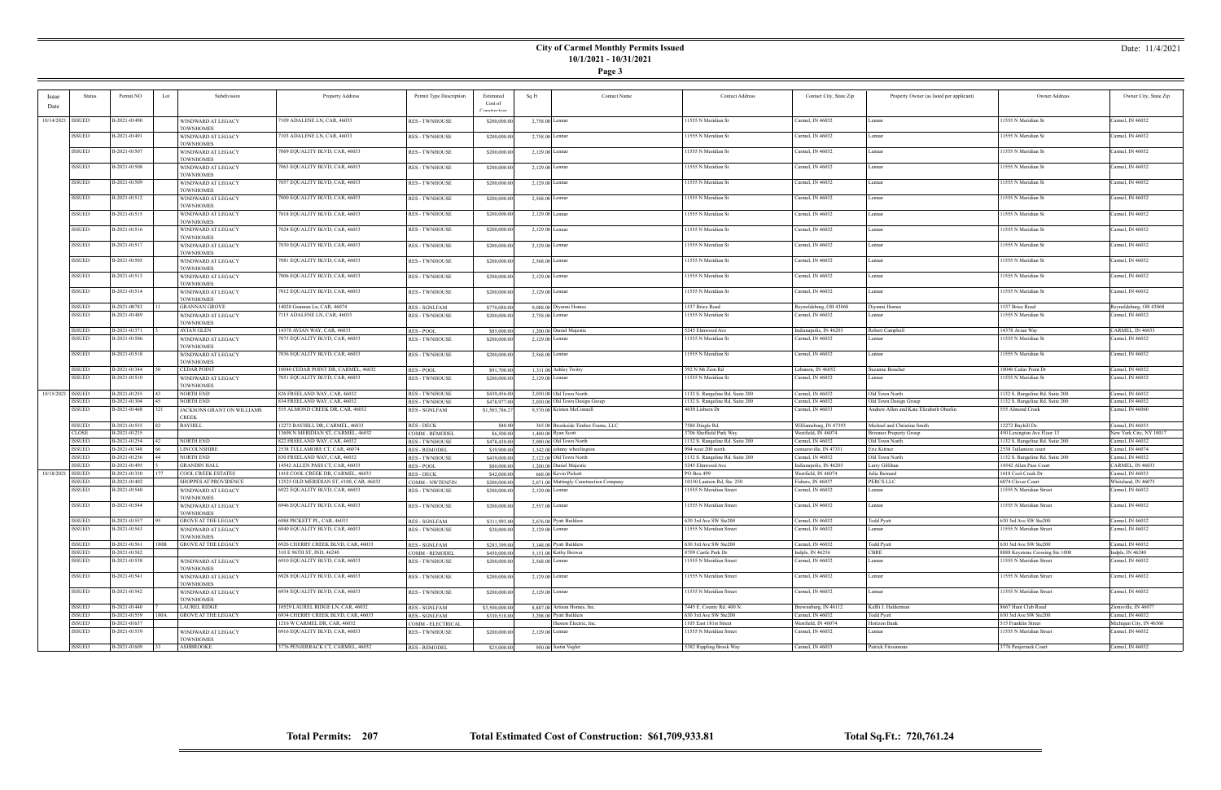# City of Carmel Monthly Permits Issued

**10/1/2021 - 10/31/2021**

Date: 11/4/2021

| Issue Date | Status | Permit NO | Lot | Subdivision | Property Address | Permit Type Description | Estimated Cost of Construction | Sq Ft | Contact Name | Contact Address | Contact City, State Zip | Property Owner (as listed per applicant) | Owner Address | Owner City, State Zip |
|---|---|---|---|---|---|---|---|---|---|---|---|---|---|---|
| 10/14/2021 | ISSUED | B-2021-01490 | | WINDWARD AT LEGACY TOWNHOMES | 7109 ADALENE LN, CAR, 46033 | RES - TWNHOUSE | $200,000.00 | 2,758.00 | Lennar | 11555 N Meridian St | Carmel, IN 46032 | Lennar | 11555 N Meridian St | Carmel, IN 46032 |
| | ISSUED | B-2021-01491 | | WINDWARD AT LEGACY TOWNHOMES | 7103 ADALENE LN, CAR, 46033 | RES - TWNHOUSE | $200,000.00 | 2,758.00 | Lennar | 11555 N Meridian St | Carmel, IN 46032 | Lennar | 11555 N Meridian St | Carmel, IN 46032 |
| | ISSUED | B-2021-01507 | | WINDWARD AT LEGACY TOWNHOMES | 7069 EQUALITY BLVD, CAR, 46033 | RES - TWNHOUSE | $200,000.00 | 2,129.00 | Lennar | 11555 N Meridian St | Carmel, IN 46032 | Lennar | 11555 N Meridian St | Carmel, IN 46032 |
| | ISSUED | B-2021-01508 | | WINDWARD AT LEGACY TOWNHOMES | 7063 EQUALITY BLVD, CAR, 46033 | RES - TWNHOUSE | $200,000.00 | 2,129.00 | Lennar | 11555 N Meridian St | Carmel, IN 46032 | Lennar | 11555 N Meridian St | Carmel, IN 46032 |
| | ISSUED | B-2021-01509 | | WINDWARD AT LEGACY TOWNHOMES | 7057 EQUALITY BLVD, CAR, 46033 | RES - TWNHOUSE | $200,000.00 | 2,129.00 | Lennar | 11555 N Meridian St | Carmel, IN 46032 | Lennar | 11555 N Meridian St | Carmel, IN 46032 |
| | ISSUED | B-2021-01512 | | WINDWARD AT LEGACY TOWNHOMES | 7000 EQUALITY BLVD, CAR, 46033 | RES - TWNHOUSE | $200,000.00 | 2,568.00 | Lennar | 11555 N Meridian St | Carmel, IN 46032 | Lennar | 11555 N Meridian St | Carmel, IN 46032 |
| | ISSUED | B-2021-01515 | | WINDWARD AT LEGACY TOWNHOMES | 7018 EQUALITY BLVD, CAR, 46033 | RES - TWNHOUSE | $200,000.00 | 2,129.00 | Lennar | 11555 N Meridian St | Carmel, IN 46032 | Lennar | 11555 N Meridian St | Carmel, IN 46032 |
| | ISSUED | B-2021-01516 | | WINDWARD AT LEGACY TOWNHOMES | 7024 EQUALITY BLVD, CAR, 46033 | RES - TWNHOUSE | $200,000.00 | 2,129.00 | Lennar | 11555 N Meridian St | Carmel, IN 46032 | Lennar | 11555 N Meridian St | Carmel, IN 46032 |
| | ISSUED | B-2021-01517 | | WINDWARD AT LEGACY TOWNHOMES | 7030 EQUALITY BLVD, CAR, 46033 | RES - TWNHOUSE | $200,000.00 | 2,129.00 | Lennar | 11555 N Meridian St | Carmel, IN 46032 | Lennar | 11555 N Meridian St | Carmel, IN 46032 |
| | ISSUED | B-2021-01505 | | WINDWARD AT LEGACY TOWNHOMES | 7081 EQUALITY BLVD, CAR, 46033 | RES - TWNHOUSE | $200,000.00 | 2,568.00 | Lennar | 11555 N Meridian St | Carmel, IN 46032 | Lennar | 11555 N Meridian St | Carmel, IN 46032 |
| | ISSUED | B-2021-01513 | | WINDWARD AT LEGACY TOWNHOMES | 7006 EQUALITY BLVD, CAR, 46033 | RES - TWNHOUSE | $200,000.00 | 2,129.00 | Lennar | 11555 N Meridian St | Carmel, IN 46032 | Lennar | 11555 N Meridian St | Carmel, IN 46032 |
| | ISSUED | B-2021-01514 | | WINDWARD AT LEGACY TOWNHOMES | 7012 EQUALITY BLVD, CAR, 46033 | RES - TWNHOUSE | $200,000.00 | 2,129.00 | Lennar | 11555 N Meridian St | Carmel, IN 46032 | Lennar | 11555 N Meridian St | Carmel, IN 46032 |
| | ISSUED | B-2021-00783 | 11 | GRANNAN GROVE | 14028 Grannan Ln, CAR, 46074 | RES - SGNLFAM | $770,000.00 | 9,088.00 | Diyanni Homes | 1537 Brice Road | Reynoldsburg, OH 43068 | Diyanni Homes | 1537 Brice Road | Reynoldsburg, OH 43068 |
| | ISSUED | B-2021-01489 | | WINDWARD AT LEGACY TOWNHOMES | 7115 ADALENE LN, CAR, 46033 | RES - TWNHOUSE | $200,000.00 | 2,758.00 | Lennar | 11555 N Meridian St | Carmel, IN 46032 | Lennar | 11555 N Meridian St | Carmel, IN 46032 |
| | ISSUED | B-2021-01371 | 3 | AVIAN GLEN | 14378 AVIAN WAY, CAR, 46033 | RES - POOL | $85,000.00 | 1,200.00 | Daniel Majestic | 5245 Elmwood Ave | Indianapolis, IN 46203 | Robert Campbell | 14378 Avian Way | CARMEL, IN 46033 |
| | ISSUED | B-2021-01506 | | WINDWARD AT LEGACY TOWNHOMES | 7075 EQUALITY BLVD, CAR, 46033 | RES - TWNHOUSE | $200,000.00 | 2,129.00 | Lennar | 11555 N Meridian St | Carmel, IN 46032 | Lennar | 11555 N Meridian St | Carmel, IN 46032 |
| | ISSUED | B-2021-01518 | | WINDWARD AT LEGACY TOWNHOMES | 7036 EQUALITY BLVD, CAR, 46033 | RES - TWNHOUSE | $200,000.00 | 2,568.00 | Lennar | 11555 N Meridian St | Carmel, IN 46032 | Lennar | 11555 N Meridian St | Carmel, IN 46032 |
| | ISSUED | B-2021-01344 | 50 | CEDAR POINT | 10040 CEDAR POINT DR, CARMEL, 46032 | RES - POOL | $91,700.00 | 1,311.00 | Ashley Twitty | 392 N Mt Zion Rd | Lebanon, IN 46052 | Suzanne Boucher | 10040 Cedar Point Dr | Carmel, IN 46032 |
| | ISSUED | B-2021-01510 | | WINDWARD AT LEGACY TOWNHOMES | 7051 EQUALITY BLVD, CAR, 46033 | RES - TWNHOUSE | $200,000.00 | 2,129.00 | Lennar | 11555 N Meridian St | Carmel, IN 46032 | Lennar | 11555 N Meridian St | Carmel, IN 46032 |
| 10/15/2021 | ISSUED | B-2021-01255 | 43 | NORTH END | 826 FREELAND WAY, CAR, 46032 | RES - TWNHOUSE | $439,456.00 | 2,030.00 | Old Town North | 1132 S. Rangeline Rd. Suite 200 | Carmel, IN 46032 | Old Town North | 1132 S. Rangeline Rd. Suite 200 | Carmel, IN 46032 |
| | ISSUED | B-2021-01304 | 45 | NORTH END | 834 FREELAND WAY, CAR, 46032 | RES - TWNHOUSE | $478,977.00 | 2,030.00 | Old Town Design Group | 1132 S. Rangeline Rd. Suite 200 | Carmel, IN 46032 | Old Town Design Group | 1132 S. Rangeline Rd. Suite 200 | Carmel, IN 46032 |
| | ISSUED | B-2021-01468 | 321 | JACKSONS GRANT ON WILLIAMS CREEK | 555 ALMOND CREEK DR, CAR, 46032 | RES - SGNLFAM | $1,503,786.27 | 9,570.00 | Kristen McConnell | 4630 Lisborn Dr | Carmel, IN 46033 | Andrew Allen and Kate Elizabeth Oberlin | 555 Almond Creek | Carmel, IN 46060 |
| | ISSUED | B-2021-01555 | 82 | BAYHILL | 12272 BAYHILL DR, CARMEL, 46033 | RES - DECK | $40.00 | 365.00 | Brookside Timber Frame, LLC | 7588 Dingle Rd | Williamsburg, IN 47393 | Michael and Christine Smith | 12272 Bayhill Dr. | Carmel, IN 46033 |
| | CLOSE | B-2021-01235 | | | 13698 N MERIDIAN ST, CARMEL, 46032 | COMM - REMODEL | $6,500.00 | 1,400.00 | Ryan Scott | 5706 Sheffield Park Way | Westfield, IN 46074 | Braemor Property Group | 450 Lexington Ave Floor 13 | New York City, NY 10017 |
| | ISSUED | B-2021-01254 | 42 | NORTH END | 822 FREELAND WAY, CAR, 46032 | RES - TWNHOUSE | $478,430.00 | 2,090.00 | Old Town North | 1132 S. Rangeline Rd. Suite 200 | Carmel, IN 46032 | Old Town North | 1132 S. Rangeline Rd. Suite 200 | Carmel, IN 46032 |
| | ISSUED | B-2021-01348 | 66 | LINCOLNSHIRE | 2538 TULLAMORE CT, CAR, 46074 | RES - REMODEL | $39,900.00 | 1,342.00 | johnny wheelington | 994 west 200 north | connersville, IN 47331 | Eric Kitzner | 2538 Tullamore court | Carmel, IN 46074 |
| | ISSUED | B-2021-01256 | 44 | NORTH END | 830 FREELAND WAY, CAR, 46032 | RES - TWNHOUSE | $439,000.00 | 2,122.00 | Old Town North | 1132 S. Rangeline Rd. Suite 200 | Carmel, IN 46032 | Old Town North | 1132 S. Rangeline Rd. Suite 200 | Carmel, IN 46032 |
| | ISSUED | B-2021-01495 | 3 | GRANDIN HALL | 14542 ALLEN PASS CT, CAR, 46033 | RES - POOL | $80,000.00 | 1,200.00 | Daniel Majestic | 5245 Elmwood Ave | Indianapolis, IN 46203 | Larry Gillihan | 14542 Allen Pass Court | CARMEL, IN 46033 |
| 10/18/2021 | ISSUED | B-2021-01330 | 177 | COOL CREEK ESTATES | 1418 COOL CREEK DR, CARMEL, 46033 | RES - DECK | $42,000.00 | 668.00 | Kevin Pickett | PO Box 499 | Westfield, IN 46074 | Julie Bernard | 1418 Cool Creek Dr | Carmel, IN 46033 |
| | ISSUED | B-2021-01402 | | SHOPPES AT PROVIDENCE | 12525 OLD MERIDIAN ST, #100, CAR, 46032 | COMM - NWTENFIN | $200,000.00 | 2,671.00 | Mattingly Construction Company | 10150 Lantern Rd, Ste. 250 | Fishers, IN 46037 | PERCS LLC | 6074 Clover Court | Whiteland, IN 46075 |
| | ISSUED | B-2021-01540 | | WINDWARD AT LEGACY TOWNHOMES | 6922 EQUALITY BLVD, CAR, 46033 | RES - TWNHOUSE | $200,000.00 | 2,129.00 | Lennar | 11555 N Meridian Street | Carmel, IN 46032 | Lennar | 11555 N Meridian Street | Carmel, IN 46032 |
| | ISSUED | B-2021-01544 | | WINDWARD AT LEGACY TOWNHOMES | 6946 EQUALITY BLVD, CAR, 46033 | RES - TWNHOUSE | $200,000.00 | 2,557.00 | Lennar | 11555 N Meridian Street | Carmel, IN 46032 | Lennar | 11555 N Meridian Street | Carmel, IN 46032 |
| | ISSUED | B-2021-01557 | 95 | GROVE AT THE LEGACY | 6988 PICKETT PL, CAR, 46033 | RES - SGNLFAM | $311,995.00 | 2,676.00 | Pyatt Builders | 630 3rd Ave SW Ste200 | Carmel, IN 46032 | Todd Pyatt | 630 3rd Ave SW Ste200 | Carmel, IN 46032 |
| | ISSUED | B-2021-01543 | | WINDWARD AT LEGACY TOWNHOMES | 6940 EQUALITY BLVD, CAR, 46033 | RES - TWNHOUSE | $20,000.00 | 2,129.00 | Lennar | 11555 N Meridian Street | Carmel, IN 46032 | Lennar | 11555 N Meridian Street | Carmel, IN 46032 |
| | ISSUED | B-2021-01561 | 180B | GROVE AT THE LEGACY | 6926 CHERRY CREEK BLVD, CAR, 46033 | RES - SGNLFAM | $283,399.00 | 3,148.00 | Pyatt Builders | 630 3rd Ave SW Ste200 | Carmel, IN 46032 | Todd Pyatt | 630 3rd Ave SW Ste200 | Carmel, IN 46032 |
| | ISSUED | B-2021-01582 | | | 310 E 96TH ST, IND, 46240 | COMM - REMODEL | $450,000.00 | 5,151.00 | Kathy Brewer | 8709 Castle Park Dr | Indpls, IN 46256 | CBRE | 8888 Keystone Crossing Ste 1000 | Indpls, IN 46240 |
| | ISSUED | B-2021-01538 | | WINDWARD AT LEGACY TOWNHOMES | 6910 EQUALITY BLVD, CAR, 46033 | RES - TWNHOUSE | $200,000.00 | 2,568.00 | Lennar | 11555 N Meridian Street | Carmel, IN 46032 | Lennar | 11555 N Meridian Street | Carmel, IN 46032 |
| | ISSUED | B-2021-01541 | | WINDWARD AT LEGACY TOWNHOMES | 6928 EQUALITY BLVD, CAR, 46033 | RES - TWNHOUSE | $200,000.00 | 2,129.00 | Lennar | 11555 N Meridian Street | Carmel, IN 46032 | Lennar | 11555 N Meridian Street | Carmel, IN 46032 |
| | ISSUED | B-2021-01542 | | WINDWARD AT LEGACY TOWNHOMES | 6934 EQUALITY BLVD, CAR, 46033 | RES - TWNHOUSE | $200,000.00 | 2,129.00 | Lennar | 11555 N Meridian Street | Carmel, IN 46032 | Lennar | 11555 N Meridian Street | Carmel, IN 46032 |
| | ISSUED | B-2021-01440 | 7 | LAUREL RIDGE | 10529 LAUREL RIDGE LN, CAR, 46032 | RES - SGNLFAM | $3,500,000.00 | 8,887.00 | Artisan Homes, Inc. | 7445 E. County Rd. 400 N. | Brownsburg, IN 46112 | Kellli J. Halderman | 8667 Hunt Club Road | Zionsville, IN 46077 |
| | ISSUED | B-2021-01559 | 180A | GROVE AT THE LEGACY | 6934 CHERRY CREEK BLVD, CAR, 46033 | RES - SGNLFAM | $330,518.00 | 3,298.00 | Pyatt Builders | 630 3rd Ave SW Ste200 | Carmel, IN 46032 | Todd Pyatt | 630 3rd Ave SW Ste200 | Carmel, IN 46032 |
| | ISSUED | B-2021-01637 | | | 1216 W CARMEL DR, CAR, 46032 | COMM - ELECTRICAL | $330,500.00 | | Huston Electric, Inc. | 1105 East 181st Street | Westfield, IN 46074 | Horizon Bank | 515 Franklin Street | Michigan City, IN 46360 |
| | ISSUED | B-2021-01539 | | WINDWARD AT LEGACY TOWNHOMES | 6916 EQUALITY BLVD, CAR, 46033 | RES - TWNHOUSE | $200,000.00 | 2,129.00 | Lennar | 11555 N Meridian Street | Carmel, IN 46032 | Lennar | 11555 N Meridian Street | Carmel, IN 46032 |
| | ISSUED | B-2021-01609 | 33 | ASHBROOKE | 3776 PENJERRACK CT, CARMEL, 46032 | RES - REMODEL | $25,000.00 | 950.00 | Justin Vogler | 5382 Rippling Brook Way | Carmel, IN 46033 | Patrick Fitzsimons | 3776 Penjerrack Court | Carmel, IN 46032 |

**Total Permits: 207** **Total Estimated Cost of Construction: $61,709,933.81** **Total Sq.Ft.: 720,761.24**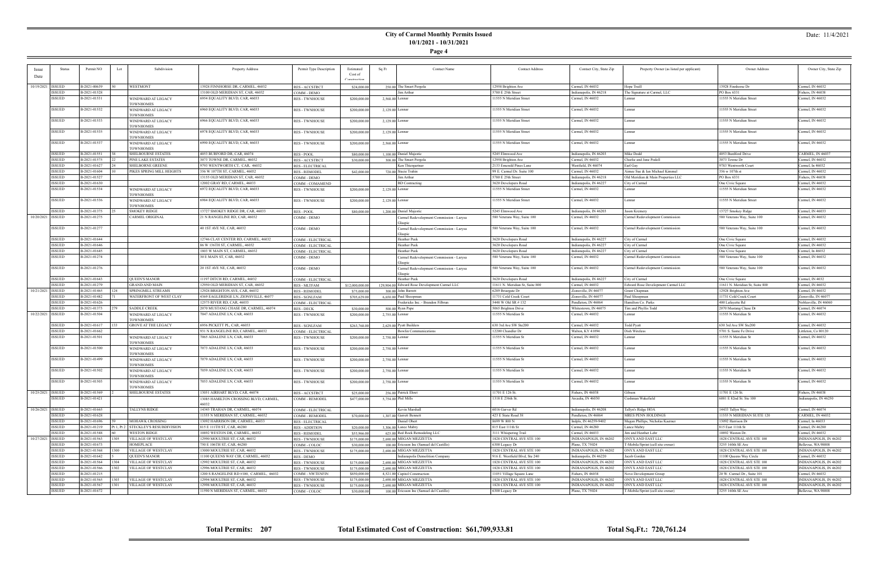# City of Carmel Monthly Permits Issued

**10/1/2021 - 10/31/2021**

**Page 4**

Date: 11/4/2021

| Issue Date | Status | Permit NO | Lot | Subdivision | Property Address | Permit Type Description | Estimated Cost of Construction | Sq Ft | Contact Name | Contact Address | Contact City, State Zip | Property Owner (as listed per applicant) | Owner Address | Owner City, State Zip |
|---|---|---|---|---|---|---|---|---|---|---|---|---|---|---|
| 10/19/2021 | ISSUED | B-2021-00639 | 50 | WESTMONT | 13928 FINNHORSE DR, CARMEL, 46032 | RES - ACCSTRCT | $24,000.00 | 250.00 | The Smart Pergola | 12958 Brighton Ave | Carmel, IN 46032 | Hope Traill | 13928 Finnhorse Dr | Carmel, IN 46032 |
| | ISSUED | B-2021-01528 | | | 13100 OLD MERIDIAN ST, CAR, 46032 | COMM - DEMO | | | Jim Arthur | 5780 E 25th Street | Indianapolis, IN 46218 | The Signature at Carmel, LLC | PO Box 6331 | Fishers, IN 46038 |
| | ISSUED | B-2021-01531 | | WINDWARD AT LEGACY TOWNHOMES | 6954 EQUALITY BLVD, CAR, 46033 | RES - TWNHOUSE | $200,000.00 | 2,568.00 | Lennar | 11555 N Meridian Street | Carmel, IN 46032 | Lennar | 11555 N Meridian Street | Carmel, IN 46032 |
| | ISSUED | B-2021-01532 | | WINDWARD AT LEGACY TOWNHOMES | 6960 EQUALITY BLVD, CAR, 46033 | RES - TWNHOUSE | $200,000.00 | 2,129.00 | Lennar | 11555 N Meridian Street | Carmel, IN 46032 | Lennar | 11555 N Meridian Street | Carmel, IN 46032 |
| | ISSUED | B-2021-01533 | | WINDWARD AT LEGACY TOWNHOMES | 6966 EQUALITY BLVD, CAR, 46033 | RES - TWNHOUSE | $200,000.00 | 2,129.00 | Lennar | 11555 N Meridian Street | Carmel, IN 46032 | Lennar | 11555 N Meridian Street | Carmel, IN 46032 |
| | ISSUED | B-2021-01535 | | WINDWARD AT LEGACY TOWNHOMES | 6978 EQUALITY BLVD, CAR, 46033 | RES - TWNHOUSE | $200,000.00 | 2,129.00 | Lennar | 11555 N Meridian Street | Carmel, IN 46032 | Lennar | 11555 N Meridian Street | Carmel, IN 46032 |
| | ISSUED | B-2021-01537 | | WINDWARD AT LEGACY TOWNHOMES | 6990 EQUALITY BLVD, CAR, 46033 | RES - TWNHOUSE | $200,000.00 | 2,568.00 | Lennar | 11555 N Meridian Street | Carmel, IN 46032 | Lennar | 11555 N Meridian Street | Carmel, IN 46032 |
| | ISSUED | B-2021-01551 | 38 | SHELBOURNE ESTATES | 4053 BURFORD DR, CAR, 46074 | RES - POOL | $80,000.00 | 1,100.00 | Daniel Majestic | 5245 Elmwood Ave | Indianapolis, IN 46203 | Mike Dodd | 4053 Burdford Drive | CARMEL, IN 46037 |
| | ISSUED | B-2021-01575 | 22 | PINE LAKE ESTATES | 3073 TOWNE DR, CARMEL, 46032 | RES - ACCSTRCT | $30,000.00 | 308.00 | The Smart Pergola | 12958 Brighton Ave | Carmel, IN 46032 | Charlie and Jane Podell | 3073 Towne Dr | Carmel, IN 46032 |
| | ISSUED | B-2021-01627 | 24 | SHELBORNE GREENE | 9793 WENTWORTH CT, CAR, 46032 | RES - ELECTRICAL | | | Ken Theegartner | 2133 Emerald Pines Lane | Westfield, IN 46074 | Earl Gay | 9783 Wentworth Court | Carmel, In 46032 |
| | ISSUED | B-2021-01604 | 10 | PIKES SPRING MILL HEIGHTS | 356 W 107TH ST, CARMEL, 46032 | RES - REMODEL | $42,000.00 | 720.00 | Stacie Trahin | 99 E. Carmel Dr. Suite 100 | Carmel, IN 46032 | Aimee Sue & Ian Michael Kimmel | 356 w 107th st | Carmel, IN 46032 |
| | ISSUED | B-2021-01527 | | | 13155 OLD MERIDIAN ST, CAR, 46032 | COMM - DEMO | | | Jim Arthur | 5780 E 25th Street | Indianapolis, IN 46218 | Old Meridian & Main Properties LLC | PO Box 6331 | Fishers, IN 46038 |
| | ISSUED | B-2021-01630 | | | 12002 GRAY RD, CARMEL, 46033 | COMM - COMAMEND | | | BD Contracting | 3620 Developers Road | Indianapolis, IN 46227 | City of Carmel | One Civic Square | Carmel, IN 46032 |
| | ISSUED | B-2021-01534 | | WINDWARD AT LEGACY TOWNHOMES | 6972 EQUALITY BLVD, CAR, 46033 | RES - TWNHOUSE | $200,000.00 | 2,129.00 | Lennar | 11555 N Meridian Street | Carmel, IN 46032 | Lennar | 11555 N Meridian Street | Carmel, IN 46032 |
| | ISSUED | B-2021-01536 | | WINDWARD AT LEGACY TOWNHOMES | 6984 EQUALITY BLVD, CAR, 46033 | RES - TWNHOUSE | $200,000.00 | 2,129.00 | Lennar | 11555 N Meridian Street | Carmel, IN 46032 | Lennar | 11555 N Meridian Street | Carmel, IN 46032 |
| | ISSUED | B-2021-01375 | 25 | SMOKEY RIDGE | 13727 SMOKEY RIDGE DR, CAR, 46033 | RES - POOL | $80,000.00 | 1,200.00 | Daniel Majestic | 5245 Elmwood Ave | Indianapolis, IN 46203 | Jason Kremery | 13727 Smokey Ridge | Carmel, IN 46033 |
| 10/20/2021 | ISSUED | B-2021-01275 | | CARMEL ORIGINAL | 21 N RANGELINE RD, CAR, 46032 | COMM - DEMO | | | Carmel Redevelopment Commission - Larysa Glaspie | 580 Veterans Way, Suite 100 | Carmel, IN 46032 | Carmel Redevelopment Commission | 580 Veterans Way, Suite 100 | Carmel, IN 46032 |
| | ISSUED | B-2021-01277 | | | 40 1ST AVE NE, CAR, 46032 | COMM - DEMO | | | Carmel Redevelopment Commission - Larysa Glaspie | 580 Veterans Way, Suite 100 | Carmel, IN 46032 | Carmel Redevelopment Commission | 580 Veterans Way, Suite 100 | Carmel, IN 46032 |
| | ISSUED | B-2021-01644 | | | 12746 CLAY CENTER RD, CARMEL, 46032 | COMM - ELECTRICAL | | | Heather Peek | 3620 Developers Road | Indianapolis, IN 46227 | City of Carmel | One Civic Square | Carmel, IN 46032 |
| | ISSUED | B-2021-01646 | | | 86 W 136TH ST, CARMEL, 46032 | COMM - ELECTRICAL | | | Heather Peek | 3620 Developers Road | Indianapolis, IN 46227 | City of Carmel | One Civic Square | Carmel, IN 46032 |
| | ISSUED | B-2021-01645 | | | 1803 W MAIN ST, CARMEL, 46032 | COMM - ELECTRICAL | | | Heather Peek | 3620 Developers Road | Indianapolis, IN 46227 | City of Carmel | One Civic Square | Carmel, In 46032 |
| | ISSUED | B-2021-01274 | | | 30 E MAIN ST, CAR, 46032 | COMM - DEMO | | | Carmel Redevelopment Commission - Larysa Glaspie | 580 Veterans Way, Suite 100 | Carmel, IN 46032 | Carmel Redevelopment Commission | 580 Veterans Way, Suite 100 | Carmel, IN 46032 |
| | ISSUED | B-2021-01276 | | | 20 1ST AVE NE, CAR, 46032 | COMM - DEMO | | | Carmel Redevelopment Commission - Larysa Glaspie | 580 Veterans Way, Suite 100 | Carmel, IN 46032 | Carmel Redevelopment Commission | 580 Veterans Way, Suite 100 | Carmel, IN 46032 |
| | ISSUED | B-2021-01643 | | QUEEN'S MANOR | 11197 DITCH RD, CARMEL, 46032 | COMM - ELECTRICAL | | | Heather Peek | 3620 Developers Road | Indianapolis, IN 46227 | City of Carmel | One Civic Square | Carmel, IN 4032 |
| | ISSUED | B-2021-01279 | | GRAND AND MAIN | 12950 OLD MERIDIAN ST, CAR, 46032 | RES - MLTFAM | $12,000,000.00 | 129,904.00 | Edward Rose Development Carmel LLC | 11611 N. Meridian St, Suite 800 | Carmel, IN 46032 | Edward Rose Development Carmel LLC | 11611 N. Meridian St, Suite 800 | Carmel, IN 46032 |
| 10/21/2021 | ISSUED | B-2021-01465 | 124 | SPRINGMILL STREAMS | 12928 BRIGHTON AVE, CAR, 46032 | RES - REMODEL | $75,000.00 | 300.00 | John Barrett | 6289 Briargate Dr | Zionsville, IN 46077 | Grant Chapman | 12928 Brighton Ave | Carmel, IN 46032 |
| | ISSUED | B-2021-01482 | 71 | WATERFRONT OF WEST CLAY | 4369 EAGLERIDGE LN, ZIONSVILLE, 46077 | RES - SGNLFAM | $705,629.00 | 6,650.00 | Paul Shoopman | 11731 Cold Creek Court | Zionsville, IN 46077 | Paul Shoopman | 11731 Cold Creek Court | Zionsville, IN 46077 |
| | ISSUED | B-2021-01626 | | | 12875 RIVER RD, CAR, 46033 | COMM - ELECTRICAL | | | Fredericks Inc. - Brandon Filbrun | 5440 W Old SR # 132 | Pendleton, IN 46064 | Hamilton Co. Parks | 400 Lafayette Rd | Noblesville, IN 46060 |
| | ISSUED | B-2021-01373 | 279 | SADDLE CREEK | 2070 MUSTANG CHASE DR, CARMEL, 46074 | RES - DECK | $30,000.00 | 500.00 | Ryan Pape | 5065 Brighton Drive | Whitestown, IN 46075 | Tim and Phyllis Todd | 2070 Mustang Chase Dr | Carmel, IN 46074 |
| 10/22/2021 | ISSUED | B-2021-01504 | | WINDWARD AT LEGACY TOWNHOMES | 7047 ADALENE LN, CAR, 46033 | RES - TWNHOUSE | $200,000.00 | 2,755.00 | Lennar | 11555 N Meridian St | Carmel, IN 46032 | Lennar | 11555 N Meridian St | Carmel, IN 46032 |
| | ISSUED | B-2021-01617 | 133 | GROVE AT THE LEGACY | 6986 PICKETT PL, CAR, 46033 | RES - SGNLFAM | $263,768.00 | 2,629.00 | Pyatt Builders | 630 3rd Ave SW Ste200 | Carmel, IN 46032 | Todd Pyatt | 630 3rd Ave SW Ste200 | Carmel, IN 46032 |
| | ISSUED | B-2021-01662 | | | 931 N RANGELINE RD, CARMEL, 46032 | COMM - ELECTRICAL | | | Bowlin Communications | 12200 Chandler Dr | Walton, KY 41094 | Dish Wireless | 5701 S. Sante Fe Drive | Littleton, Co 80120 |
| | ISSUED | B-2021-01501 | | WINDWARD AT LEGACY TOWNHOMES | 7065 ADALENE LN, CAR, 46033 | RES - TWNHOUSE | $200,000.00 | 2,758.00 | Lennar | 11555 N Meridian St | Carmel, IN 46032 | Lennar | 11555 N Meridian St | Carmel, IN 46032 |
| | ISSUED | B-2021-01500 | | WINDWARD AT LEGACY TOWNHOMES | 7073 ADALENE LN, CAR, 46033 | RES - TWNHOUSE | $200,000.00 | 2,758.00 | Lennar | 11555 N Meridian St | Carmel, IN 46032 | Lennar | 11555 N Meridian St | Carmel, IN 46032 |
| | ISSUED | B-2021-01499 | | WINDWARD AT LEGACY TOWNHOMES | 7079 ADALENE LN, CAR, 46033 | RES - TWNHOUSE | $200,000.00 | 2,758.00 | Lennar | 11555 N Meridian St | Carmel, IN 46032 | Lennar | 11555 N Meridian St | Carmel, IN 46032 |
| | ISSUED | B-2021-01502 | | WINDWARD AT LEGACY TOWNHOMES | 7059 ADALENE LN, CAR, 46033 | RES - TWNHOUSE | $200,000.00 | 2,758.00 | Lennar | 11555 N Meridian St | Carmel, IN 46032 | Lennar | 11555 N Meridian St | Carmel, IN 46032 |
| | ISSUED | B-2021-01503 | | WINDWARD AT LEGACY TOWNHOMES | 7053 ADALENE LN, CAR, 46033 | RES - TWNHOUSE | $200,000.00 | 2,758.00 | Lennar | 11555 N Meridian St | Carmel, IN 46032 | Lennar | 11555 N Meridian St | Carmel, IN 46032 |
| 10/25/2021 | ISSUED | B-2021-01569 | 2 | SHELBOURNE ESTATES | 13051 AIRHART BLVD, CAR, 46074 | RES - ACCSTRCT | $25,000.00 | 256.00 | Patrick Ehret | 11701 E 126 St. | Fishers, IN 46038 | Gibson | 11701 E 126 St. | Fishers, IN 46038 |
| | ISSUED | B-2021-01421 | | | 13085 HAMILTON CROSSING BLVD, CARMEL, 46032 | COMM - REMODEL | $477,000.00 | 5,754.00 | Phil Mills | 1318 E 236th St. | Arcadia, IN 46030 | Cushman Wakefield | 6081 E 82nd St. Ste 100 | Indianapolis, IN 46250 |
| 10/26/2021 | ISSUED | B-2021-01665 | | TALLYNS RIDGE | 14345 TRAHAN DR, CARMEL, 46074 | COMM - ELECTRICAL | | | Kevin Marshall | 6016 Garver Rd | Indianapolis, IN 46208 | Tallyn's Ridge HOA | 14433 Tallyn Way | Carmel, IN 46074 |
| | ISSUED | B-2021-01628 | | | 11555 N MERIDIAN ST, CARMEL, 46032 | COMM - REMODEL | $70,000.00 | 1,307.00 | Garrett Bennett | 423 E State Road 38 | Pendleton, IN 46064 | MRES PENN HOLDINGS | 11555 N MERIDIAN SUITE 120 | CARMEL, IN 46032 |
| | ISSUED | B-2021-01696 | 59 | MOHAWK CROSSING | 13092 HARRISON DR, CARMEL, 46033 | RES - ELECTRICAL | | | Daniel Obert | 8699 W 800 N | Indpls, IN 46259-9402 | Megan Phillips, Nicholas Kaerner | 13092 Harrison Dr | Carmel, In 46033 |
| | ISSUED | B-2021-01219 | Pt 1, Pt 2 | STECKLEY'S RESUBDIVISION | 815 E 111TH ST, CAR, 46280 | RES - ADDITION | $20,000.00 | 1,306.00 | Lance Mabry | 815 East 111th St | Carmel, IN 46280 | Lance Mabry | 815 East 111th St | Carmel, IN 46280 |
| | ISSUED | B-2021-01548 | 60 | WESTON RIDGE | 10892 WESTON DR, CARMEL, 46032 | RES - REMODEL | $53,966.00 | 625.00 | Red Rock Remodeling LLC | 3111 Whispering Trail | Carmel, IN 46033 | Jim and Heather Lehr | 10892 Weston Dr. | Carmel, IN 46032 |
| 10/27/2021 | ISSUED | B-2021-01563 | 1305 | VILLAGE OF WESTCLAY | 12990 MOULTRIE ST, CAR, 46032 | RES - TWNHOUSE | $175,000.00 | 2,680.00 | MEGAN MEZZETTA | 1828 CENTRAL AVE STE 100 | INDIANAPOLIS, IN 46202 | ONYX AND EAST LLC | 1828 CENTRAL AVE STE 100 | INDIANAPOLIS, IN 46202 |
| | ISSUED | B-2021-01673 | | HOMEPLACE | 750 E 106TH ST, CAR, 46280 | COMM - COLOC | $30,000.00 | 100.00 | Ericsson Inc (Samuel del Castillo) | 6300 Legacy Dr | Plano, TX 75024 | T-Mobile/Sprint (cell site owner) | 3255 160th SE Ave | Bellevue, WA 98008 |
| | ISSUED | B-2021-01568 | 1300 | VILLAGE OF WESTCLAY | 13000 MOULTRIE ST, CAR, 46032 | RES - TWNHOUSE | $175,000.00 | 2,680.00 | MEGAN MEZZETTA | 1828 CENTRAL AVE STE 100 | INDIANAPOLIS, IN 46202 | ONYX AND EAST LLC | 1828 CENTRAL AVE STE 100 | INDIANAPOLIS, IN 46202 |
| | ISSUED | B-2021-01642 | 5 | QUEEN'S MANOR | 11100 QUEENS WAY CIR, CARMEL, 46032 | RES - DEMO | | | Indianapolis Demolition Company | 916 E. Westfield Blvd, Ste 240 | Indianapolis, IN 46220 | Jacob Gordon | 11100 Queens Way Circle | Carmel, IN 46032 |
| | ISSUED | B-2021-01564 | 1304 | VILLAGE OF WESTCLAY | 12992 MOULTRIE ST, CAR, 46032 | RES - TWNHOUSE | $175,000.00 | 2,680.00 | MEGAN MEZZETTA | 1828 CENTRAL AVE STE 100 | INDIANAPOLIS, IN 46202 | ONYX AND EAST LLC | 1828 CENTRAL AVE STE 100 | INDIANAPOLIS, IN 46202 |
| | ISSUED | B-2021-01566 | 1302 | VILLAGE OF WESTCLAY | 12996 MOULTRIE ST, CAR, 46032 | RES - TWNHOUSE | $175,000.00 | 2,680.00 | MEGAN MEZZETTA | 1828 CENTRAL AVE STE 100 | INDIANAPOLIS, IN 46202 | ONYX AND EAST LLC | 1828 CENTRAL AVE STE 100 | INDIANAPOLIS, IN 46202 |
| | ISSUED | B-2021-01215 | | | 1200 S RANGELINE RD #100, CARMEL, 46032 | COMM - NWTENFIN | $850,000.00 | 4,521.00 | Capitol Construction | 11051 Village Square Lane | Fishers, IN 46038 | Novo Development Group | 20 W. Carmel Dr., Suite 101 | Carmel, IN 46032 |
| | ISSUED | B-2021-01565 | 1303 | VILLAGE OF WESTCLAY | 12994 MOULTRIE ST, CAR, 46032 | RES - TWNHOUSE | $175,000.00 | 2,680.00 | MEGAN MEZZETTA | 1828 CENTRAL AVE STE 100 | INDIANAPOLIS, IN 46202 | ONYX AND EAST LLC | 1828 CENTRAL AVE STE 100 | INDIANAPOLIS, IN 46202 |
| | ISSUED | B-2021-01567 | 1301 | VILLAGE OF WESTCLAY | 12998 MOULTRIE ST, CAR, 46032 | RES - TWNHOUSE | $175,000.00 | 2,680.00 | MEGAN MEZZETTA | 1828 CENTRAL AVE STE 100 | INDIANAPOLIS, IN 46202 | ONYX AND EAST LLC | 1828 CENTRAL AVE STE 100 | INDIANAPOLIS, IN 46202 |
| | ISSUED | B-2021-01672 | | | 11590 N MERIDIAN ST, CARMEL, 46032 | COMM - COLOC | $30,000.00 | 100.00 | Ericsson Inc (Samuel del Castillo) | 6300 Legacy Dr | Plano, TX 75024 | T-Mobile/Sprint (cell site owner) | 3255 160th SE Ave | Bellevue, WA 98008 |

**Total Permits: 207** | **Total Estimated Cost of Construction: $61,709,933.81** | **Total Sq.Ft.: 720,761.24**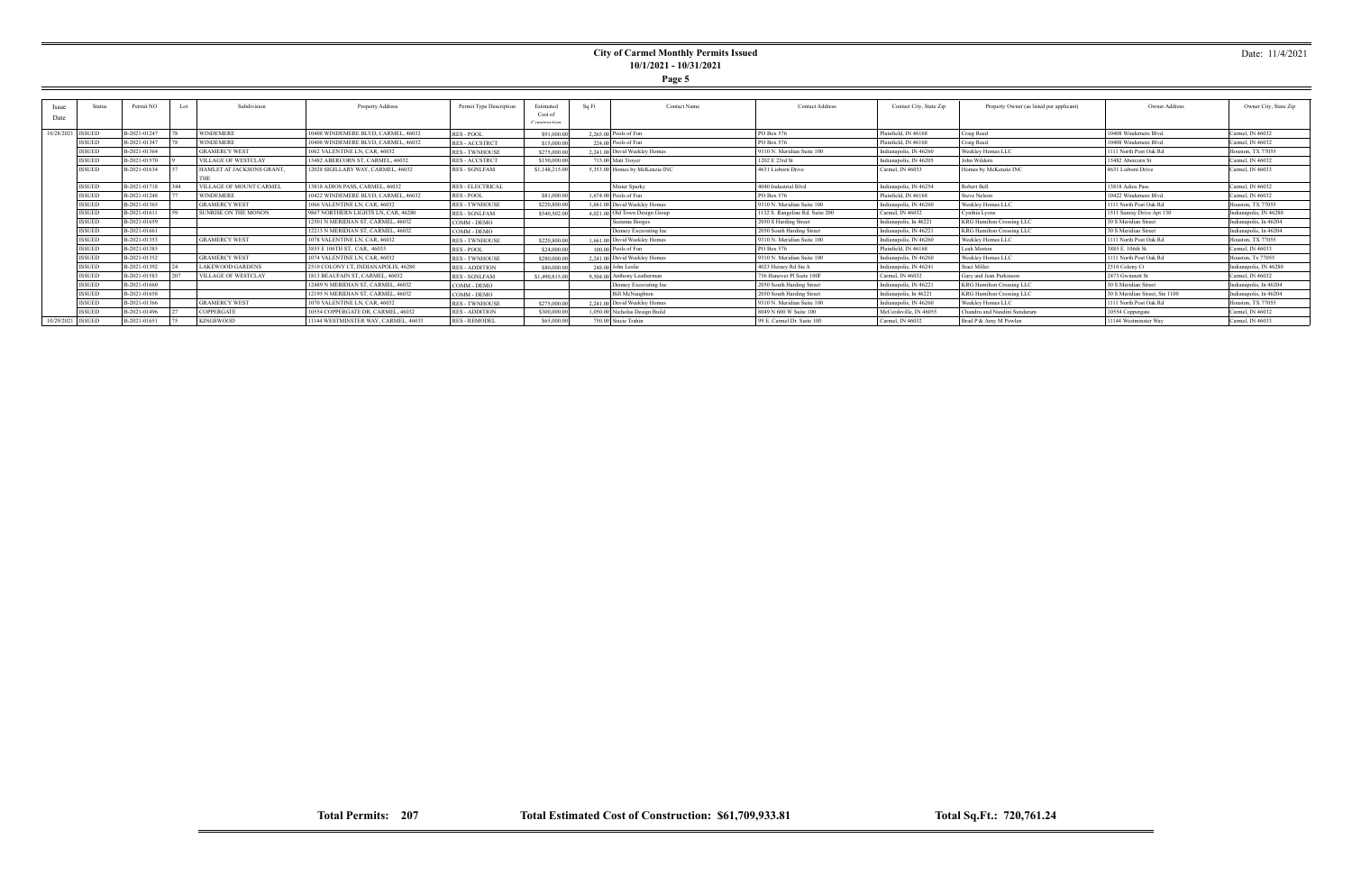# City of Carmel Monthly Permits Issued

## 10/1/2021 - 10/31/2021

Date: 11/4/2021

| Issue Date | Status | Permit NO | Lot | Subdivision | Property Address | Permit Type Description | Estimated Cost of Construction | Sq Ft | Contact Name | Contact Address | Contact City, State Zip | Property Owner (as listed per applicant) | Owner Address | Owner City, State Zip |
|---|---|---|---|---|---|---|---|---|---|---|---|---|---|---|
| 10/28/2021 | ISSUED | B-2021-01247 | 78 | WINDEMERE | 10408 WINDEMERE BLVD, CARMEL, 46032 | RES - POOL | $91,000.00 | 2,265.00 | Pools of Fun | PO Box 576 | Plainfield, IN 46168 | Craig Reed | 10408 Windemere Blvd. | Carmel, IN 46032 |
| | ISSUED | B-2021-01347 | 78 | WINDEMERE | 10408 WINDEMERE BLVD, CARMEL, 46032 | RES - ACCSTRCT | $15,000.00 | 224.00 | Pools of Fun | PO Box 576 | Plainfield, IN 46168 | Craig Reed | 10408 Windemere Blvd. | Carmel, IN 46032 |
| | ISSUED | B-2021-01364 | | GRAMERCY WEST | 1062 VALENTINE LN, CAR, 46032 | RES - TWNHOUSE | $275,000.00 | 2,241.00 | David Weekley Homes | 9310 N. Meridian Suite 100 | Indianapolis, IN 46260 | Weekley Homes LLC | 1111 North Post Oak Rd | Houston, TX 77055 |
| | ISSUED | B-2021-01570 | 9 | VILLAGE OF WESTCLAY | 13482 ABERCORN ST, CARMEL, 46032 | RES - ACCSTRCT | $150,000.00 | 715.00 | Matt Troyer | 1202 E 23rd St | Indianapolis, IN 46205 | John Wildern | 13482 Abercorn St | Carmel, IN 46032 |
| | ISSUED | B-2021-01634 | 37 | HAMLET AT JACKSONS GRANT, THE | 12028 SIGILLARY WAY, CARMEL, 46032 | RES - SGNLFAM | $1,148,215.00 | 5,353.00 | Homes by McKenzie INC | 4631 Lisborn Drive | Carmel, IN 46033 | Homes by McKenzie INC | 4631 Lisborn Drive | Carmel, IN 46033 |
| | ISSUED | B-2021-01718 | 344 | VILLAGE OF MOUNT CARMEL | 13818 ADIOS PASS, CARMEL, 46032 | RES - ELECTRICAL | | | Mister Sparky | 4040 Industrial Blvd | Indianapolis, IN 46254 | Robert Bell | 13818 Adios Pass | Carmel, IN 46032 |
| | ISSUED | B-2021-01248 | 77 | WINDEMERE | 10422 WINDEMERE BLVD, CARMEL, 46032 | RES - POOL | $81,000.00 | 1,674.00 | Pools of Fun | PO Box 576 | Plainfield, IN 46168 | Steve Nelson | 10422 Windemere Blvd. | Carmel, IN 46032 |
| | ISSUED | B-2021-01365 | | GRAMERCY WEST | 1066 VALENTINE LN, CAR, 46032 | RES - TWNHOUSE | $220,800.00 | 1,661.00 | David Weekley Homes | 9310 N. Meridian Suite 100 | Indianapolis, IN 46260 | Weekley Homes LLC | 1111 North Post Oak Rd | Houston, TX 77055 |
| | ISSUED | B-2021-01611 | 59 | SUNRISE ON THE MONON | 9667 NORTHERN LIGHTS LN, CAR, 46280 | RES - SGNLFAM | $540,502.00 | 4,021.00 | Old Town Design Group | 1132 S. Rangeline Rd. Suite 200 | Carmel, IN 46032 | Cynthia Lyons | 1511 Sunray Drive Apt 130 | Indianapolis, IN 46280 |
| | ISSUED | B-2021-01659 | | | 12501 N MERIDIAN ST, CARMEL, 46032 | COMM - DEMO | | | Suzanne Borges | 2050 S Harding Street | Indianapolis, In 46221 | KRG Hamilton Crossing LLC | 30 S Meridian Street | Indianapolis, In 46204 |
| | ISSUED | B-2021-01661 | | | 12215 N MERIDIAN ST, CARMEL, 46032 | COMM - DEMO | | | Denney Excavating Inc | 2050 South Harding Street | Indianapolis, IN 46221 | KRG Hamilton Crossing LLC | 30 S Meridian Street | Indianapolis, In 46204 |
| | ISSUED | B-2021-01353 | | GRAMERCY WEST | 1078 VALENTINE LN, CAR, 46032 | RES - TWNHOUSE | $220,800.00 | 1,661.00 | David Weekley Homes | 9310 N. Meridian Suite 100 | Indianapolis, IN 46260 | Weekley Homes LLC | 1111 North Post Oak Rd | Houston, TX 77055 |
| | ISSUED | B-2021-01385 | | | 3855 E 106TH ST, CAR, 46033 | RES - POOL | $24,000.00 | 100.00 | Pools of Fun | PO Box 576 | Plainfield, IN 46168 | Leah Morton | 3885 E. 106th St. | Carmel, IN 46033 |
| | ISSUED | B-2021-01352 | | GRAMERCY WEST | 1074 VALENTINE LN, CAR, 46032 | RES - TWNHOUSE | $280,000.00 | 2,241.00 | David Weekley Homes | 9310 N. Meridian Suite 100 | Indianapolis, IN 46260 | Weekley Homes LLC | 1111 North Post Oak Rd | Houston, Tx 77055 |
| | ISSUED | B-2021-01392 | 24 | LAKEWOOD GARDENS | 2510 COLONY CT, INDIANAPOLIS, 46280 | RES - ADDITION | $80,000.00 | 248.00 | John Leslie | 4023 Heiney Rd Ste A | Indianapolis, IN 46241 | Staci Miller | 2510 Colony Ct | Indianapolis, IN 46280 |
| | ISSUED | B-2021-01583 | 207 | VILLAGE OF WESTCLAY | 1813 BEAUFAIN ST, CARMEL, 46032 | RES - SGNLFAM | $1,490,815.00 | 9,504.00 | Anthony Leatherman | 736 Hanover Pl Suite 100F | Carmel, IN 46032 | Gary and Jean Parkinson | 2473 Gwinnett St | Carmel, IN 46032 |
| | ISSUED | B-2021-01660 | | | 12489 N MERIDIAN ST, CARMEL, 46032 | COMM - DEMO | | | Denney Excavating Inc | 2050 South Harding Street | Indianapolis, IN 46221 | KRG Hamilton Crossing LLC | 30 S Meridian Street | Indianapolis, In 46204 |
| | ISSUED | B-2021-01658 | | | 12195 N MERIDIAN ST, CARMEL, 46032 | COMM - DEMO | | | Bill McNaughton | 2050 South Harding Street | Indianapolis, In 46221 | KRG Hamilton Crossing LLC | 30 S Meridian Street, Ste 1100 | Indianapolis, In 46204 |
| | ISSUED | B-2021-01366 | | GRAMERCY WEST | 1070 VALENTINE LN, CAR, 46032 | RES - TWNHOUSE | $275,000.00 | 2,241.00 | David Weekley Homes | 9310 N. Meridian Suite 100 | Indianapolis, IN 46260 | Weekley Homes LLC | 1111 North Post Oak Rd | Houston, TX 77055 |
| | ISSUED | B-2021-01496 | 27 | COPPERGATE | 10554 COPPERGATE DR, CARMEL, 46032 | RES - ADDITION | $300,000.00 | 1,050.00 | Nicholas Design Build | 8049 N 600 W Suite 100 | McCordsville, IN 46055 | Chandru and Nandini Sundaram | 10554 Coppergate | Carmel, IN 46032 |
| 10/29/2021 | ISSUED | B-2021-01651 | 75 | KINGSWOOD | 11144 WESTMINSTER WAY, CARMEL, 46033 | RES - REMODEL | $65,000.00 | 750.00 | Stacie Trahin | 99 E. Carmel Dr. Suite 100 | Carmel, IN 46032 | Brad P & Amy M Powlen | 11144 Westminster Way | Carmel, IN 46033 |

**Total Permits: 207** | **Total Estimated Cost of Construction: $61,709,933.81** | **Total Sq.Ft.: 720,761.24**